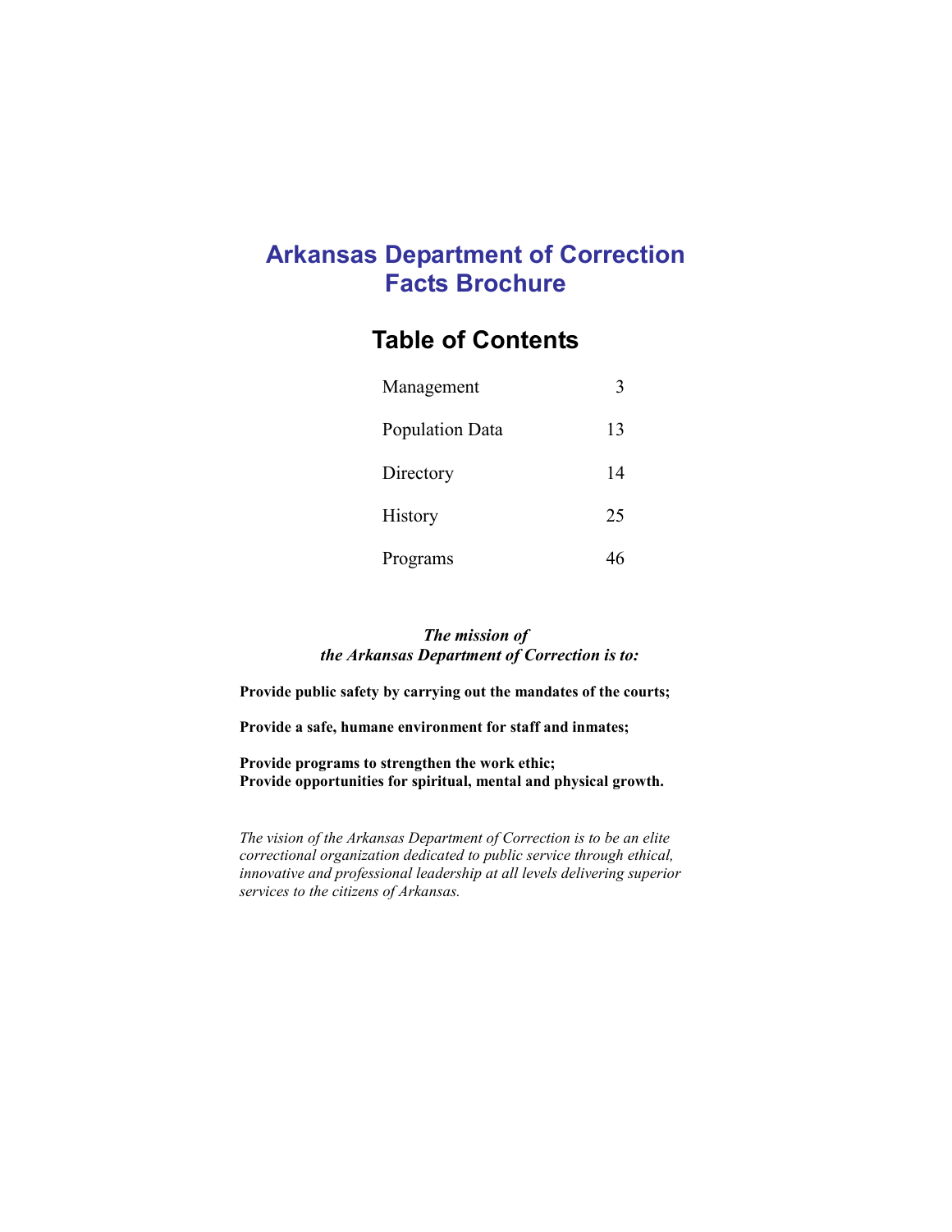# Arkansas Department of Correction Facts Brochure

## Table of Contents

| | |
|---|---|
| Management | 3 |
| Population Data | 13 |
| Directory | 14 |
| History | 25 |
| Programs | 46 |

***The mission of the Arkansas Department of Correction is to:***

**Provide public safety by carrying out the mandates of the courts;**

**Provide a safe, humane environment for staff and inmates;**

**Provide programs to strengthen the work ethic;**
**Provide opportunities for spiritual, mental and physical growth.**

*The vision of the Arkansas Department of Correction is to be an elite correctional organization dedicated to public service through ethical, innovative and professional leadership at all levels delivering superior services to the citizens of Arkansas.*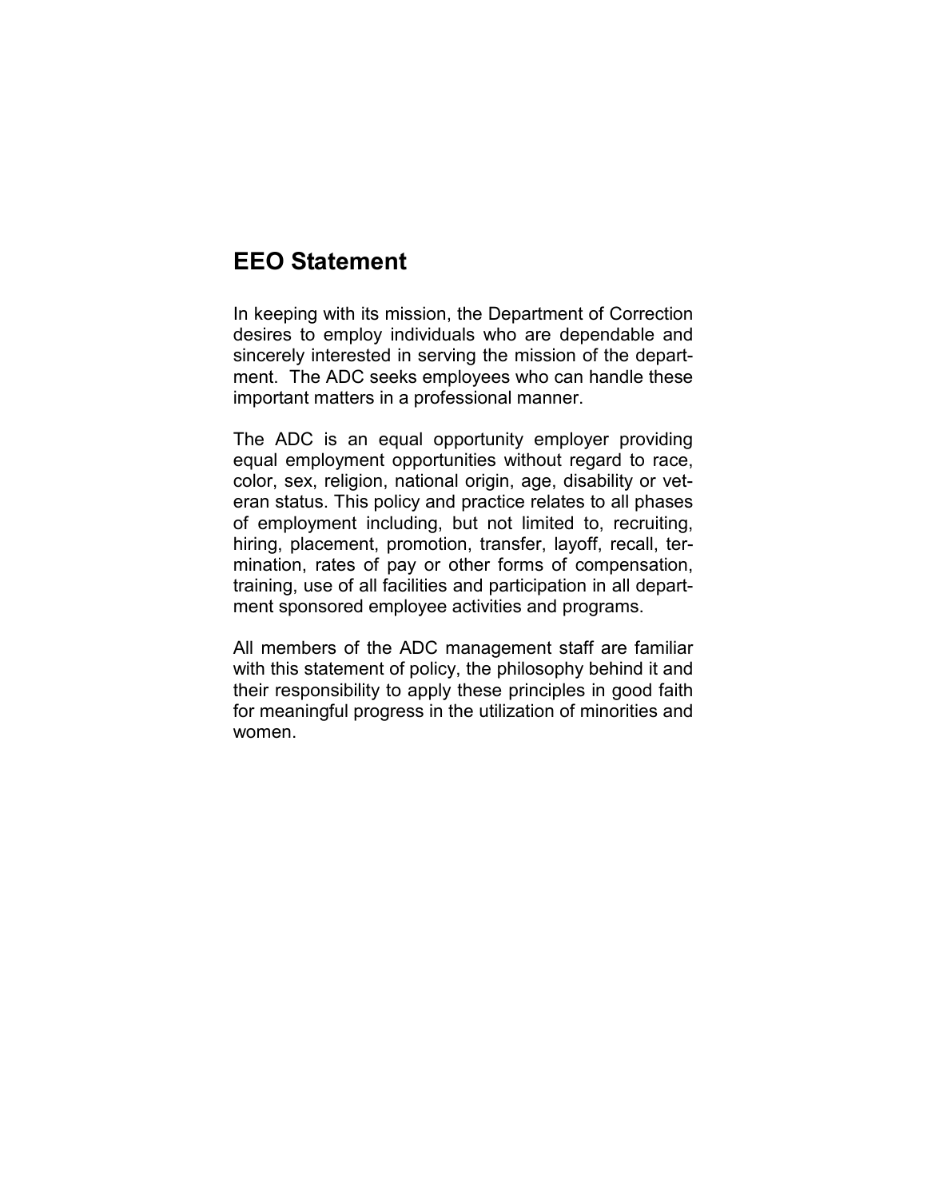## EEO Statement

In keeping with its mission, the Department of Correction desires to employ individuals who are dependable and sincerely interested in serving the mission of the department. The ADC seeks employees who can handle these important matters in a professional manner.

The ADC is an equal opportunity employer providing equal employment opportunities without regard to race, color, sex, religion, national origin, age, disability or veteran status. This policy and practice relates to all phases of employment including, but not limited to, recruiting, hiring, placement, promotion, transfer, layoff, recall, termination, rates of pay or other forms of compensation, training, use of all facilities and participation in all department sponsored employee activities and programs.

All members of the ADC management staff are familiar with this statement of policy, the philosophy behind it and their responsibility to apply these principles in good faith for meaningful progress in the utilization of minorities and women.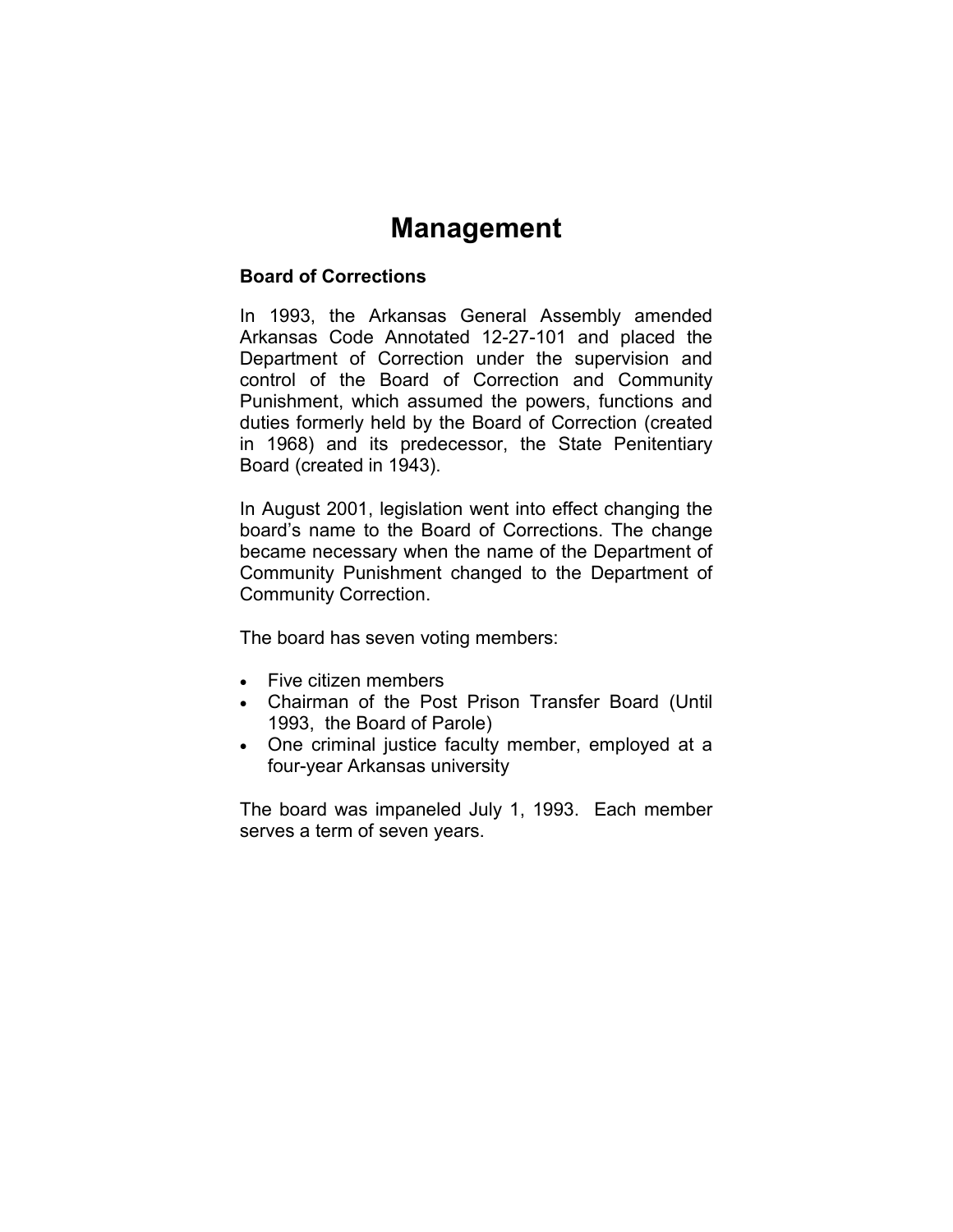# Management

### Board of Corrections

In 1993, the Arkansas General Assembly amended Arkansas Code Annotated 12-27-101 and placed the Department of Correction under the supervision and control of the Board of Correction and Community Punishment, which assumed the powers, functions and duties formerly held by the Board of Correction (created in 1968) and its predecessor, the State Penitentiary Board (created in 1943).

In August 2001, legislation went into effect changing the board's name to the Board of Corrections. The change became necessary when the name of the Department of Community Punishment changed to the Department of Community Correction.

The board has seven voting members:

- Five citizen members
- Chairman of the Post Prison Transfer Board (Until 1993, the Board of Parole)
- One criminal justice faculty member, employed at a four-year Arkansas university

The board was impaneled July 1, 1993. Each member serves a term of seven years.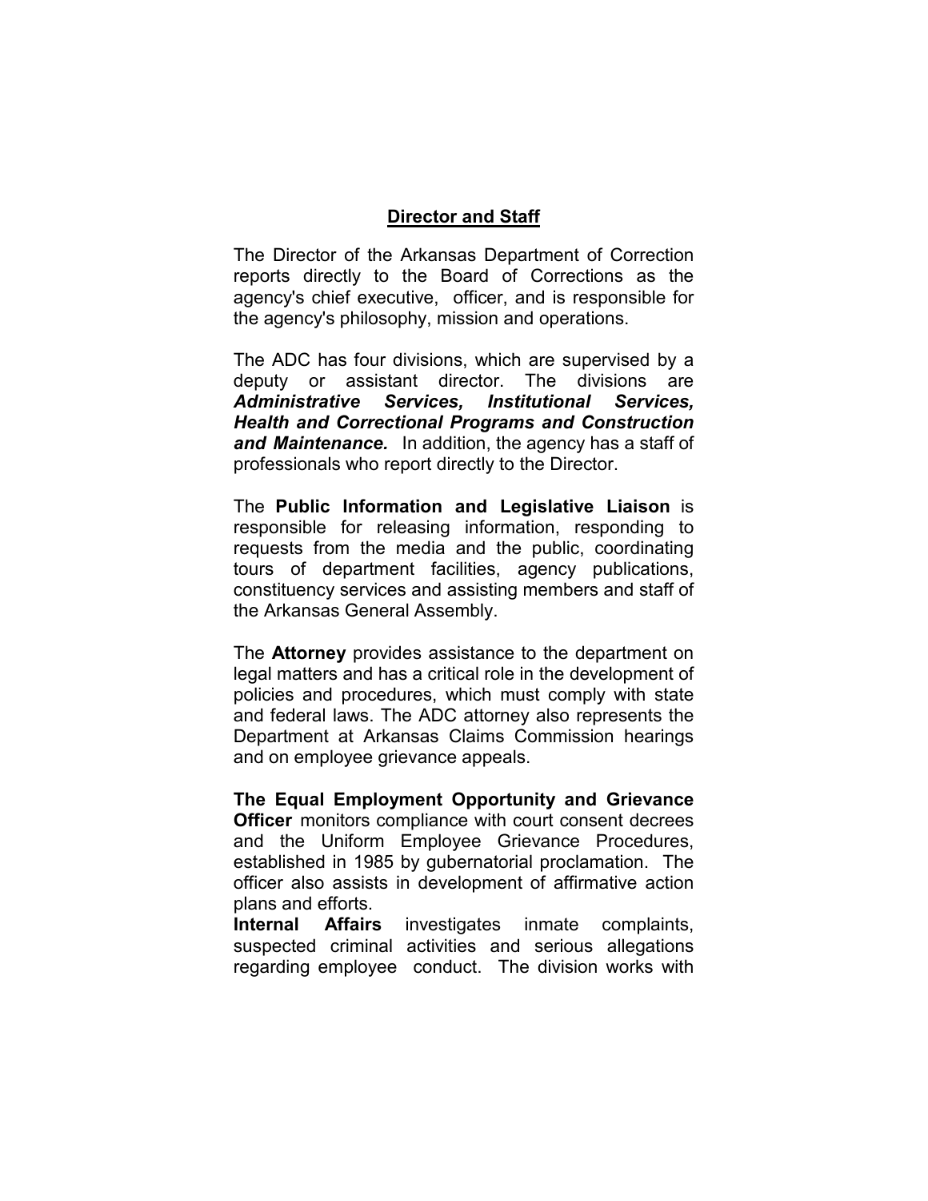## Director and Staff

The Director of the Arkansas Department of Correction reports directly to the Board of Corrections as the agency's chief executive, officer, and is responsible for the agency's philosophy, mission and operations.

The ADC has four divisions, which are supervised by a deputy or assistant director. The divisions are ***Administrative Services, Institutional Services, Health and Correctional Programs and Construction and Maintenance.*** In addition, the agency has a staff of professionals who report directly to the Director.

The **Public Information and Legislative Liaison** is responsible for releasing information, responding to requests from the media and the public, coordinating tours of department facilities, agency publications, constituency services and assisting members and staff of the Arkansas General Assembly.

The **Attorney** provides assistance to the department on legal matters and has a critical role in the development of policies and procedures, which must comply with state and federal laws. The ADC attorney also represents the Department at Arkansas Claims Commission hearings and on employee grievance appeals.

**The Equal Employment Opportunity and Grievance Officer** monitors compliance with court consent decrees and the Uniform Employee Grievance Procedures, established in 1985 by gubernatorial proclamation. The officer also assists in development of affirmative action plans and efforts.

**Internal Affairs** investigates inmate complaints, suspected criminal activities and serious allegations regarding employee conduct. The division works with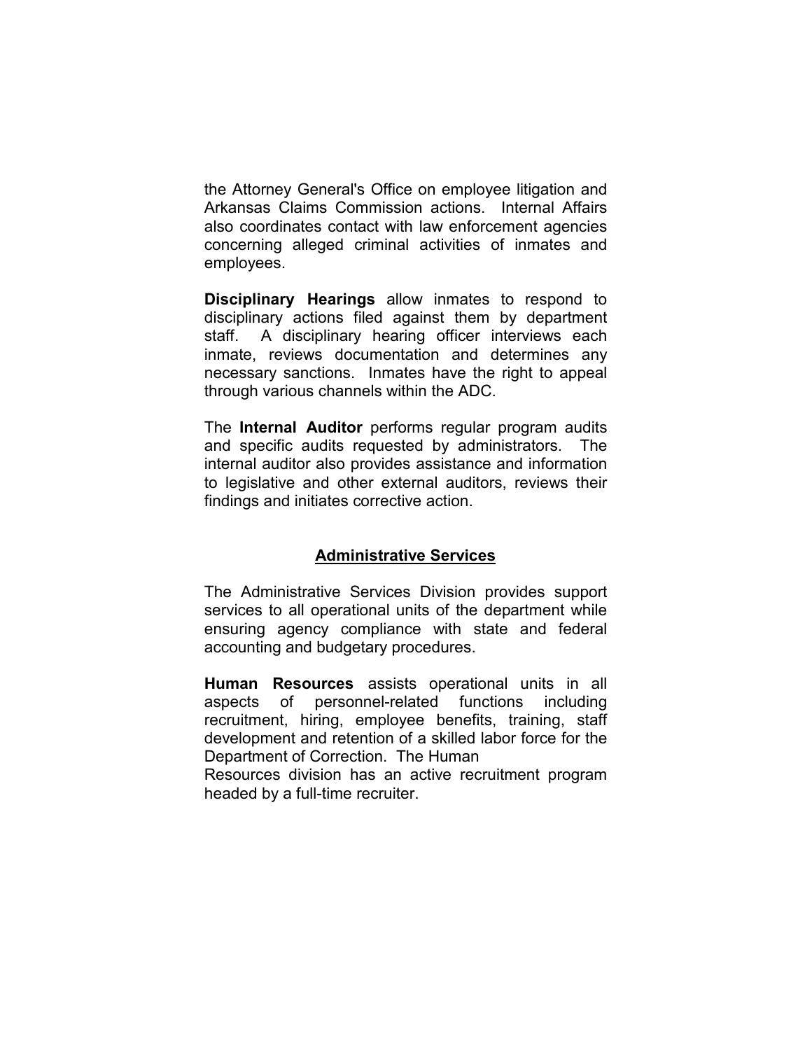the Attorney General's Office on employee litigation and Arkansas Claims Commission actions. Internal Affairs also coordinates contact with law enforcement agencies concerning alleged criminal activities of inmates and employees.

**Disciplinary Hearings** allow inmates to respond to disciplinary actions filed against them by department staff. A disciplinary hearing officer interviews each inmate, reviews documentation and determines any necessary sanctions. Inmates have the right to appeal through various channels within the ADC.

The **Internal Auditor** performs regular program audits and specific audits requested by administrators. The internal auditor also provides assistance and information to legislative and other external auditors, reviews their findings and initiates corrective action.

## Administrative Services

The Administrative Services Division provides support services to all operational units of the department while ensuring agency compliance with state and federal accounting and budgetary procedures.

**Human Resources** assists operational units in all aspects of personnel-related functions including recruitment, hiring, employee benefits, training, staff development and retention of a skilled labor force for the Department of Correction. The Human Resources division has an active recruitment program headed by a full-time recruiter.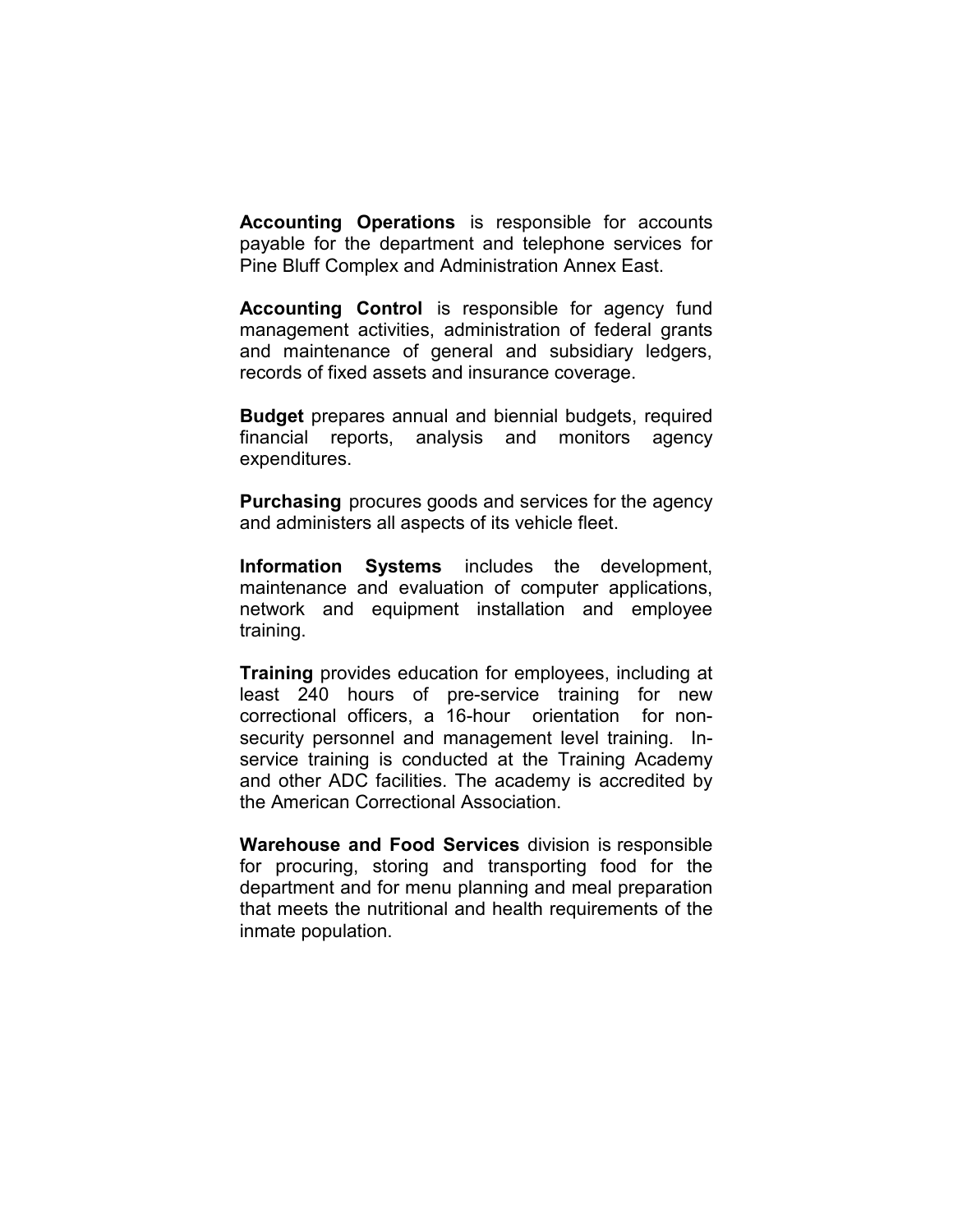**Accounting Operations** is responsible for accounts payable for the department and telephone services for Pine Bluff Complex and Administration Annex East.

**Accounting Control** is responsible for agency fund management activities, administration of federal grants and maintenance of general and subsidiary ledgers, records of fixed assets and insurance coverage.

**Budget** prepares annual and biennial budgets, required financial reports, analysis and monitors agency expenditures.

**Purchasing** procures goods and services for the agency and administers all aspects of its vehicle fleet.

**Information Systems** includes the development, maintenance and evaluation of computer applications, network and equipment installation and employee training.

**Training** provides education for employees, including at least 240 hours of pre-service training for new correctional officers, a 16-hour orientation for non-security personnel and management level training. In-service training is conducted at the Training Academy and other ADC facilities. The academy is accredited by the American Correctional Association.

**Warehouse and Food Services** division is responsible for procuring, storing and transporting food for the department and for menu planning and meal preparation that meets the nutritional and health requirements of the inmate population.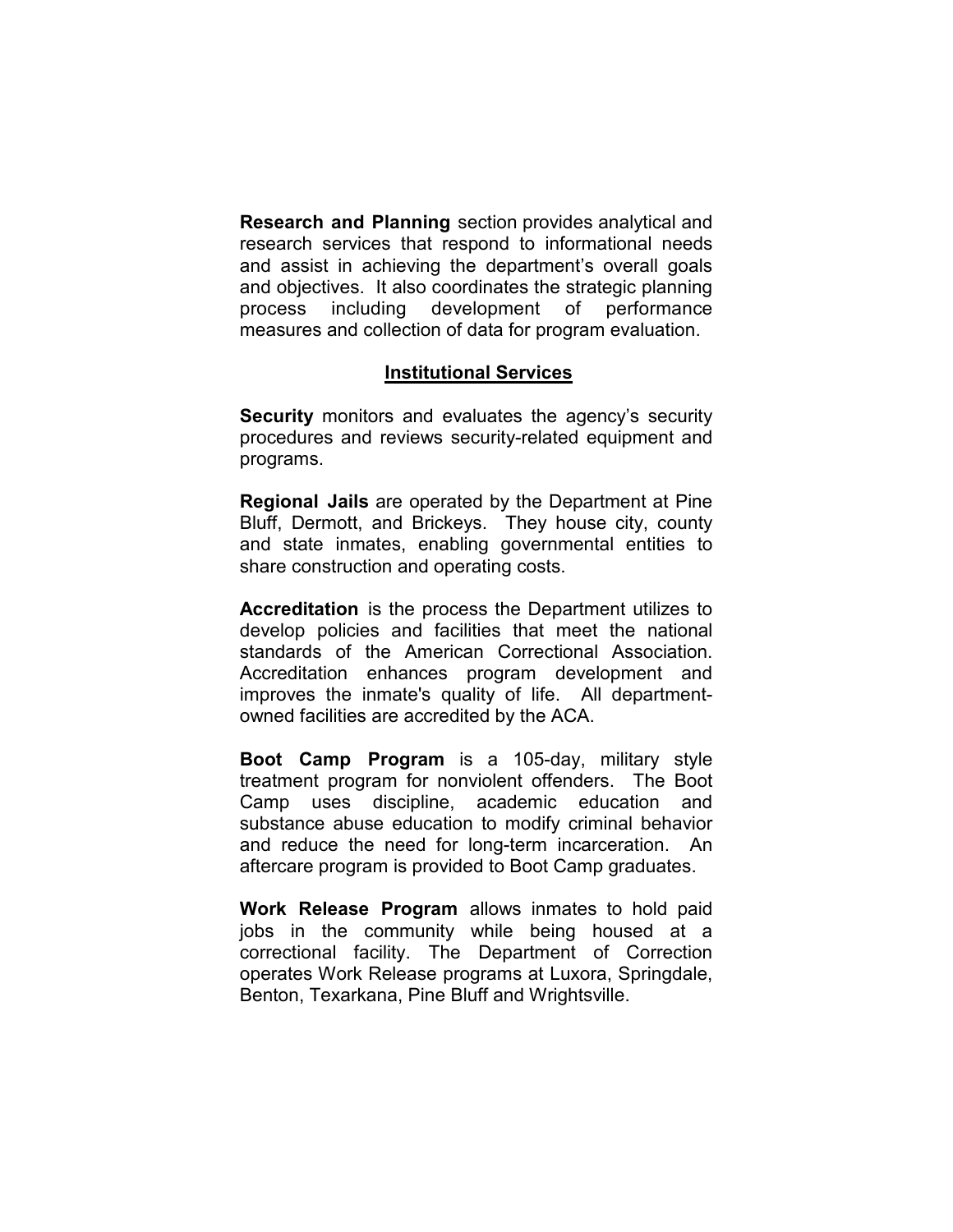**Research and Planning** section provides analytical and research services that respond to informational needs and assist in achieving the department's overall goals and objectives. It also coordinates the strategic planning process including development of performance measures and collection of data for program evaluation.

## Institutional Services

**Security** monitors and evaluates the agency's security procedures and reviews security-related equipment and programs.

**Regional Jails** are operated by the Department at Pine Bluff, Dermott, and Brickeys. They house city, county and state inmates, enabling governmental entities to share construction and operating costs.

**Accreditation** is the process the Department utilizes to develop policies and facilities that meet the national standards of the American Correctional Association. Accreditation enhances program development and improves the inmate's quality of life. All department-owned facilities are accredited by the ACA.

**Boot Camp Program** is a 105-day, military style treatment program for nonviolent offenders. The Boot Camp uses discipline, academic education and substance abuse education to modify criminal behavior and reduce the need for long-term incarceration. An aftercare program is provided to Boot Camp graduates.

**Work Release Program** allows inmates to hold paid jobs in the community while being housed at a correctional facility. The Department of Correction operates Work Release programs at Luxora, Springdale, Benton, Texarkana, Pine Bluff and Wrightsville.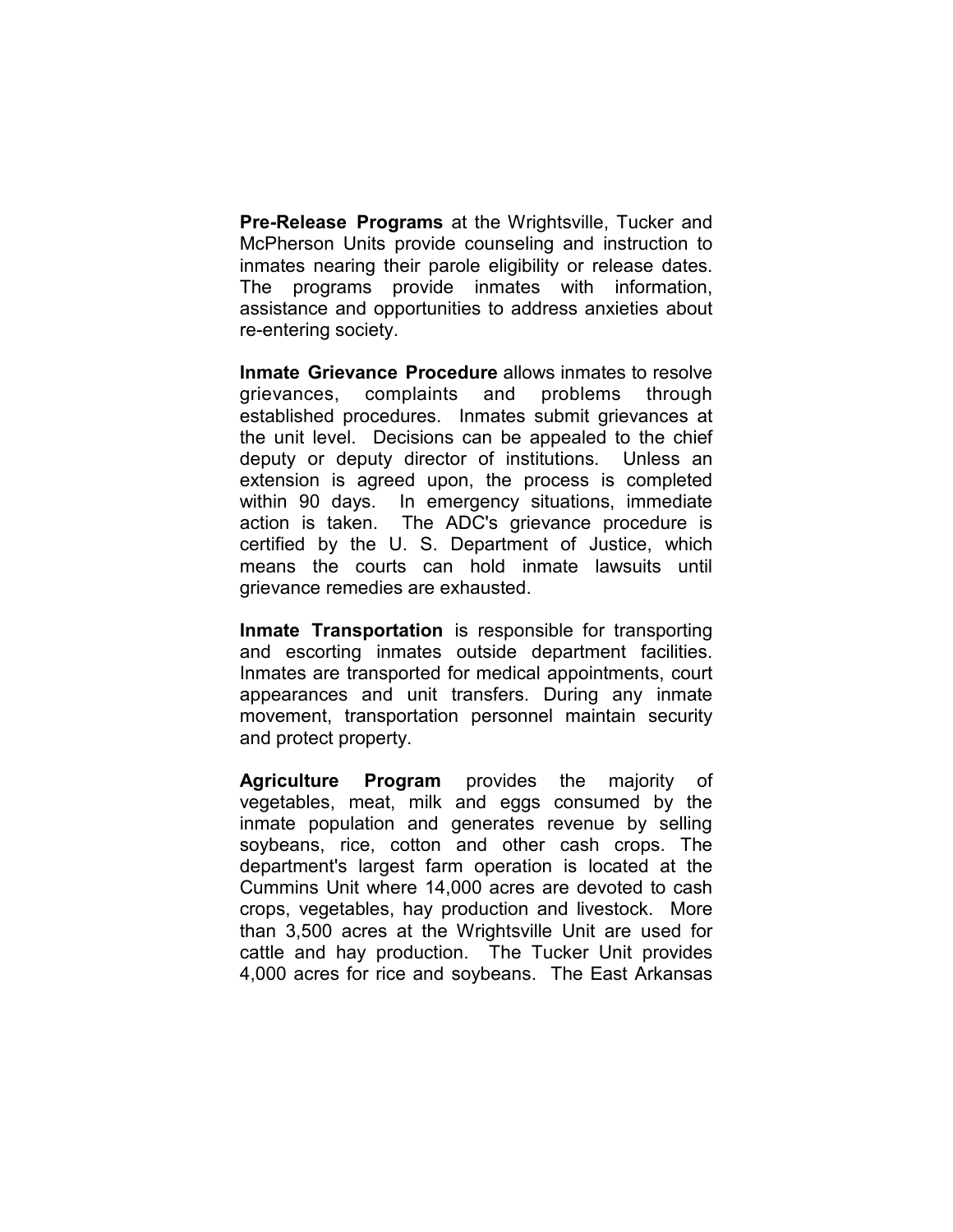**Pre-Release Programs** at the Wrightsville, Tucker and McPherson Units provide counseling and instruction to inmates nearing their parole eligibility or release dates. The programs provide inmates with information, assistance and opportunities to address anxieties about re-entering society.

**Inmate Grievance Procedure** allows inmates to resolve grievances, complaints and problems through established procedures. Inmates submit grievances at the unit level. Decisions can be appealed to the chief deputy or deputy director of institutions. Unless an extension is agreed upon, the process is completed within 90 days. In emergency situations, immediate action is taken. The ADC's grievance procedure is certified by the U. S. Department of Justice, which means the courts can hold inmate lawsuits until grievance remedies are exhausted.

**Inmate Transportation** is responsible for transporting and escorting inmates outside department facilities. Inmates are transported for medical appointments, court appearances and unit transfers. During any inmate movement, transportation personnel maintain security and protect property.

**Agriculture Program** provides the majority of vegetables, meat, milk and eggs consumed by the inmate population and generates revenue by selling soybeans, rice, cotton and other cash crops. The department's largest farm operation is located at the Cummins Unit where 14,000 acres are devoted to cash crops, vegetables, hay production and livestock. More than 3,500 acres at the Wrightsville Unit are used for cattle and hay production. The Tucker Unit provides 4,000 acres for rice and soybeans. The East Arkansas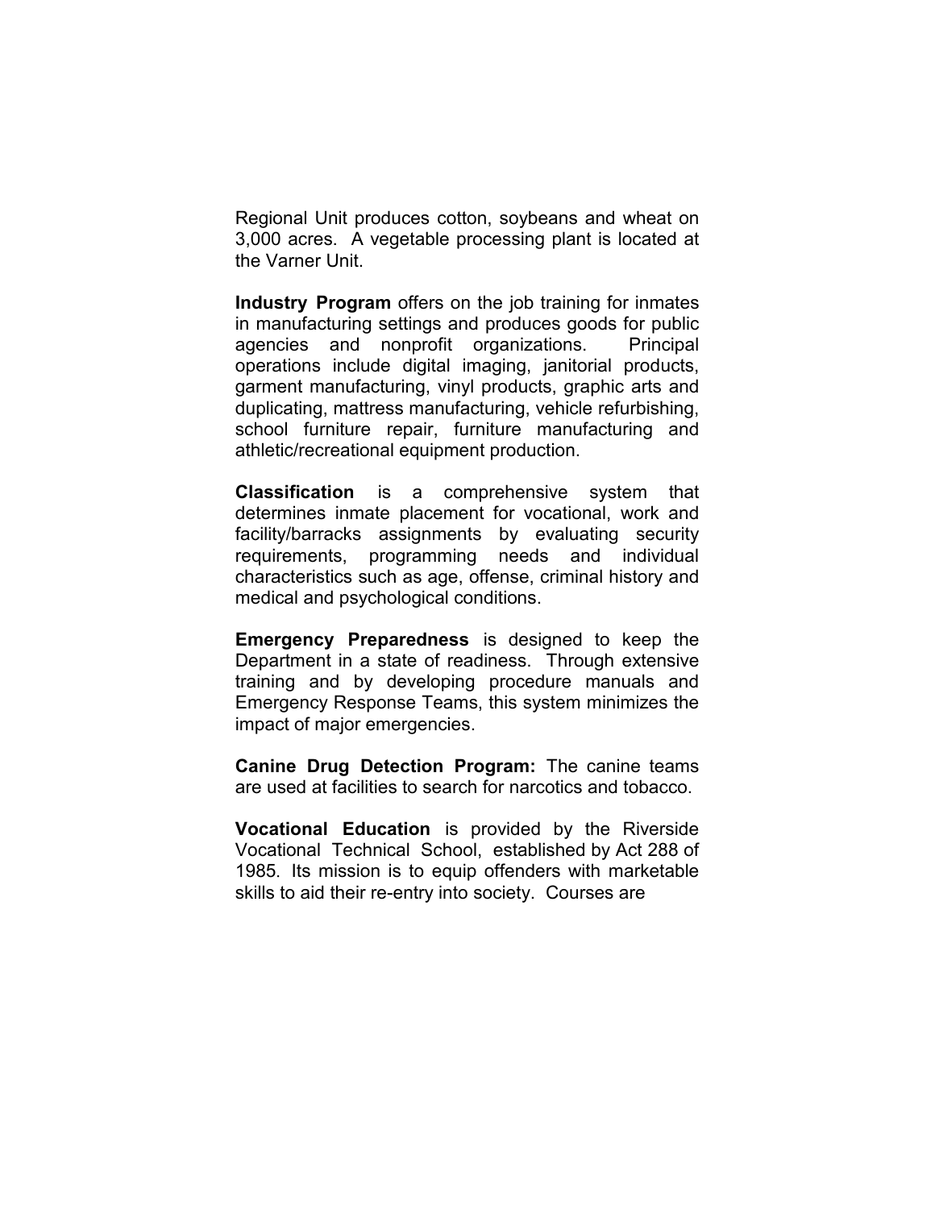Regional Unit produces cotton, soybeans and wheat on 3,000 acres. A vegetable processing plant is located at the Varner Unit.

**Industry Program** offers on the job training for inmates in manufacturing settings and produces goods for public agencies and nonprofit organizations. Principal operations include digital imaging, janitorial products, garment manufacturing, vinyl products, graphic arts and duplicating, mattress manufacturing, vehicle refurbishing, school furniture repair, furniture manufacturing and athletic/recreational equipment production.

**Classification** is a comprehensive system that determines inmate placement for vocational, work and facility/barracks assignments by evaluating security requirements, programming needs and individual characteristics such as age, offense, criminal history and medical and psychological conditions.

**Emergency Preparedness** is designed to keep the Department in a state of readiness. Through extensive training and by developing procedure manuals and Emergency Response Teams, this system minimizes the impact of major emergencies.

**Canine Drug Detection Program:** The canine teams are used at facilities to search for narcotics and tobacco.

**Vocational Education** is provided by the Riverside Vocational Technical School, established by Act 288 of 1985. Its mission is to equip offenders with marketable skills to aid their re-entry into society. Courses are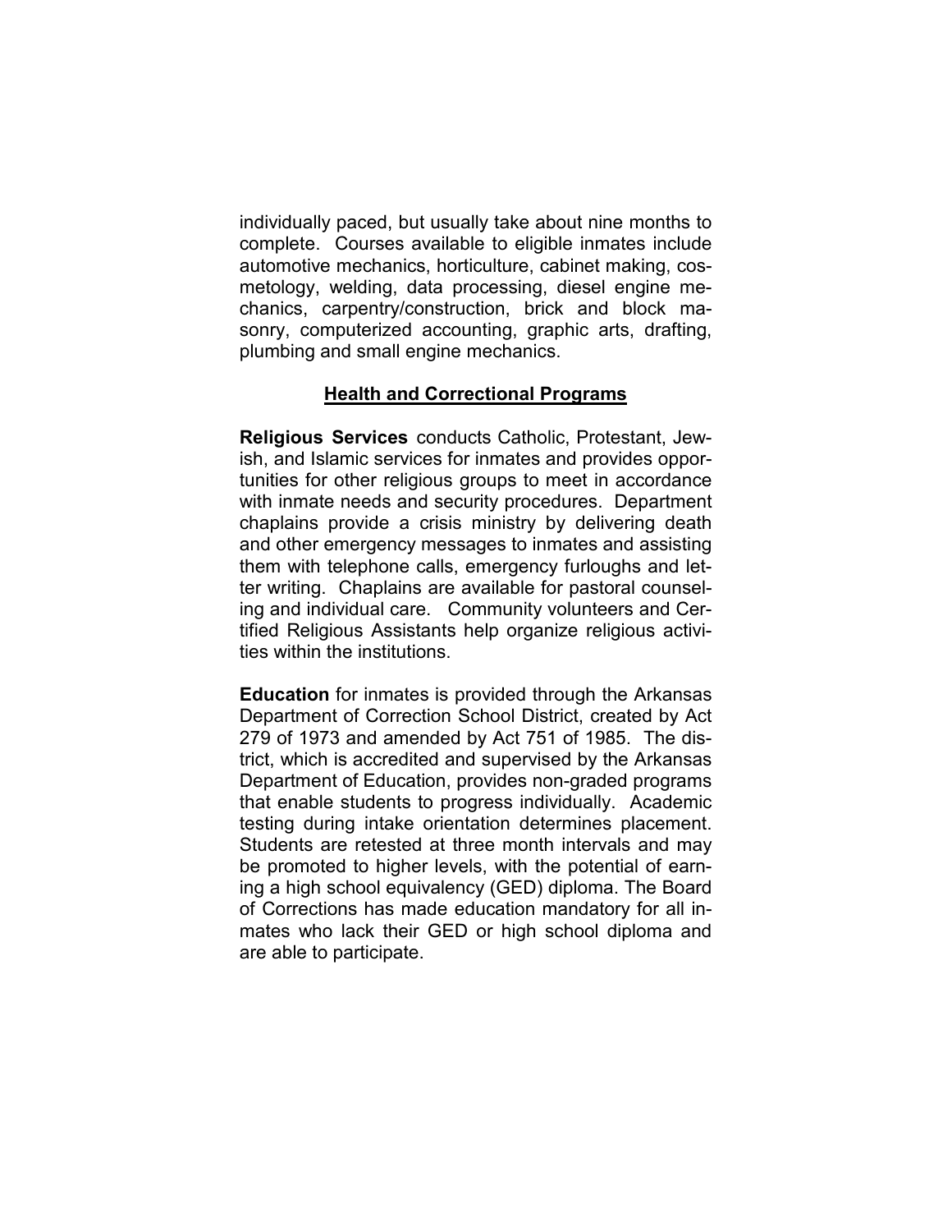individually paced, but usually take about nine months to complete. Courses available to eligible inmates include automotive mechanics, horticulture, cabinet making, cosmetology, welding, data processing, diesel engine mechanics, carpentry/construction, brick and block masonry, computerized accounting, graphic arts, drafting, plumbing and small engine mechanics.

## Health and Correctional Programs

**Religious Services** conducts Catholic, Protestant, Jewish, and Islamic services for inmates and provides opportunities for other religious groups to meet in accordance with inmate needs and security procedures. Department chaplains provide a crisis ministry by delivering death and other emergency messages to inmates and assisting them with telephone calls, emergency furloughs and letter writing. Chaplains are available for pastoral counseling and individual care. Community volunteers and Certified Religious Assistants help organize religious activities within the institutions.

**Education** for inmates is provided through the Arkansas Department of Correction School District, created by Act 279 of 1973 and amended by Act 751 of 1985. The district, which is accredited and supervised by the Arkansas Department of Education, provides non-graded programs that enable students to progress individually. Academic testing during intake orientation determines placement. Students are retested at three month intervals and may be promoted to higher levels, with the potential of earning a high school equivalency (GED) diploma. The Board of Corrections has made education mandatory for all inmates who lack their GED or high school diploma and are able to participate.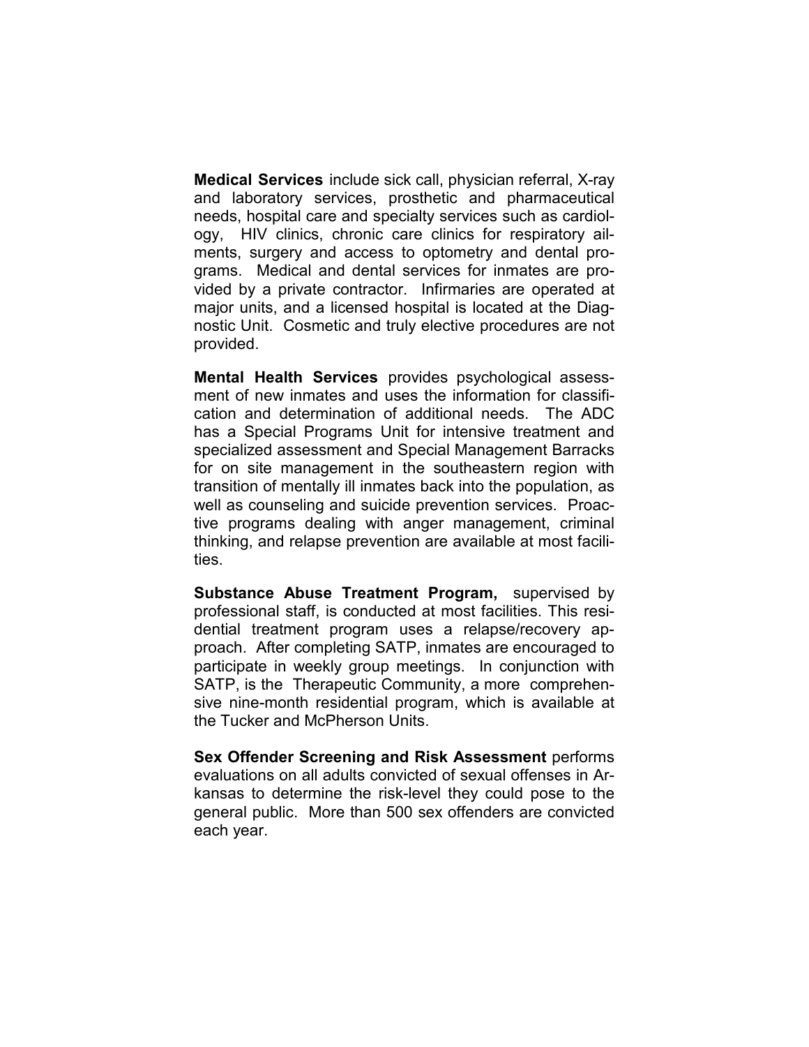**Medical Services** include sick call, physician referral, X-ray and laboratory services, prosthetic and pharmaceutical needs, hospital care and specialty services such as cardiology, HIV clinics, chronic care clinics for respiratory ailments, surgery and access to optometry and dental programs. Medical and dental services for inmates are provided by a private contractor. Infirmaries are operated at major units, and a licensed hospital is located at the Diagnostic Unit. Cosmetic and truly elective procedures are not provided.

**Mental Health Services** provides psychological assessment of new inmates and uses the information for classification and determination of additional needs. The ADC has a Special Programs Unit for intensive treatment and specialized assessment and Special Management Barracks for on site management in the southeastern region with transition of mentally ill inmates back into the population, as well as counseling and suicide prevention services. Proactive programs dealing with anger management, criminal thinking, and relapse prevention are available at most facilities.

**Substance Abuse Treatment Program,** supervised by professional staff, is conducted at most facilities. This residential treatment program uses a relapse/recovery approach. After completing SATP, inmates are encouraged to participate in weekly group meetings. In conjunction with SATP, is the Therapeutic Community, a more comprehensive nine-month residential program, which is available at the Tucker and McPherson Units.

**Sex Offender Screening and Risk Assessment** performs evaluations on all adults convicted of sexual offenses in Arkansas to determine the risk-level they could pose to the general public. More than 500 sex offenders are convicted each year.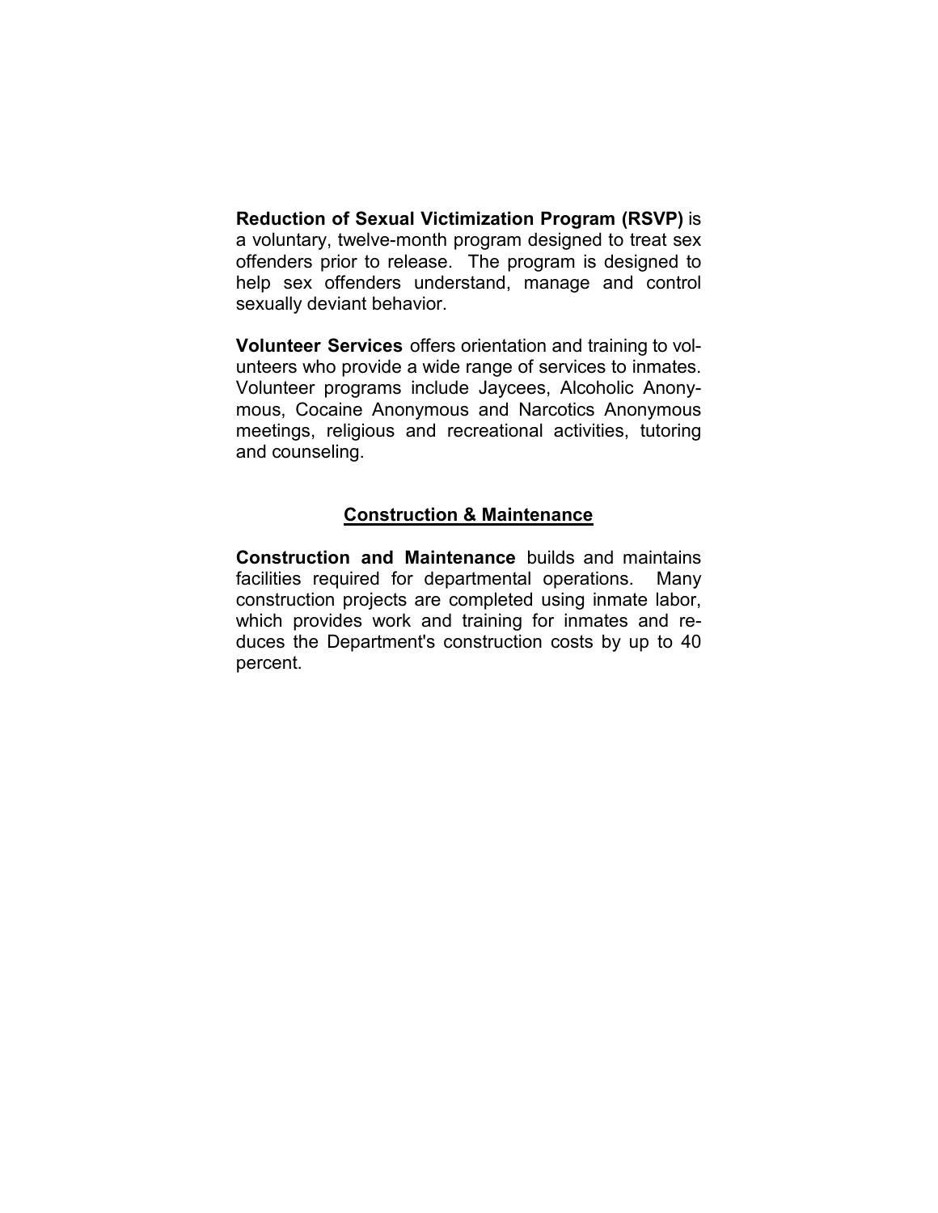**Reduction of Sexual Victimization Program (RSVP)** is a voluntary, twelve-month program designed to treat sex offenders prior to release. The program is designed to help sex offenders understand, manage and control sexually deviant behavior.

**Volunteer Services** offers orientation and training to volunteers who provide a wide range of services to inmates. Volunteer programs include Jaycees, Alcoholic Anonymous, Cocaine Anonymous and Narcotics Anonymous meetings, religious and recreational activities, tutoring and counseling.

## Construction & Maintenance

**Construction and Maintenance** builds and maintains facilities required for departmental operations. Many construction projects are completed using inmate labor, which provides work and training for inmates and reduces the Department's construction costs by up to 40 percent.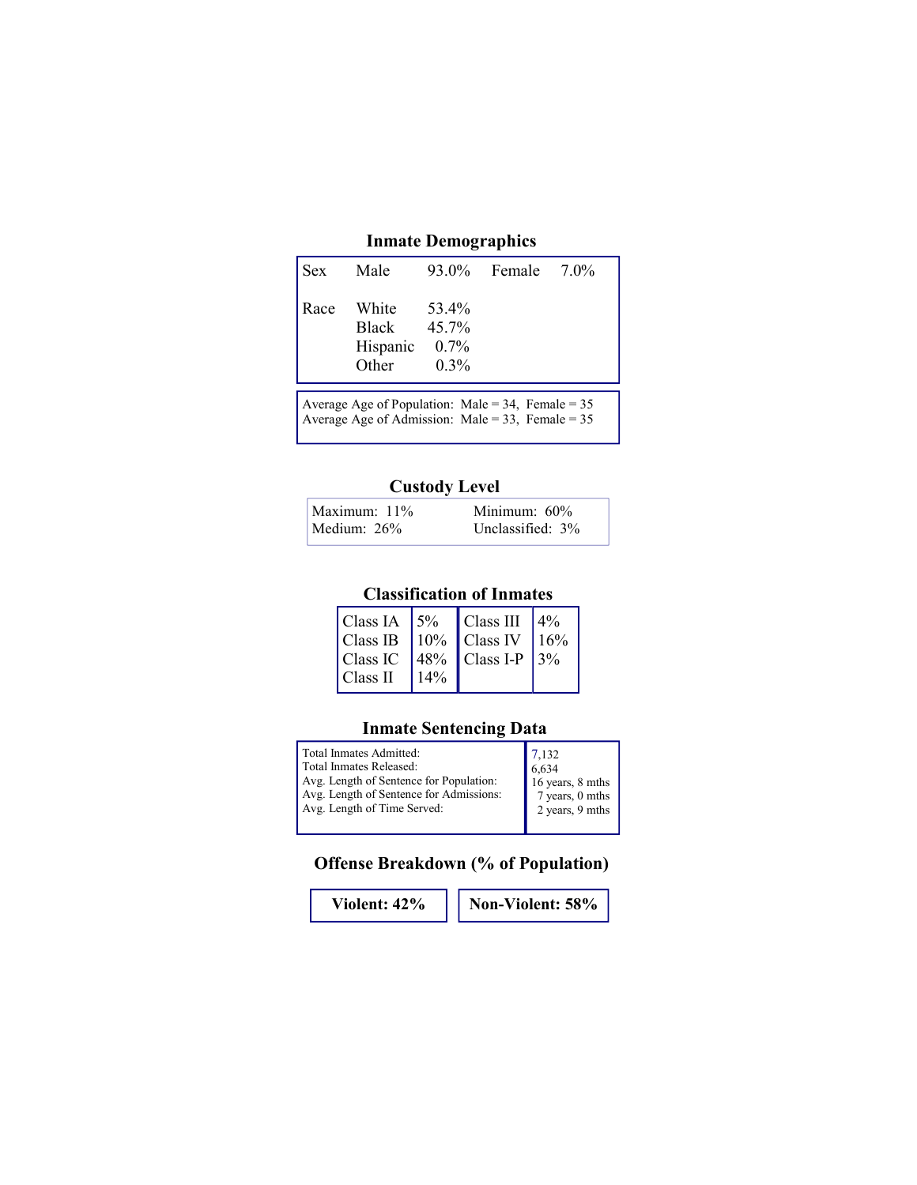## Inmate Demographics

| | | | | |
|---|---|---|---|---|
| Sex | Male | 93.0% | Female | 7.0% |
| Race | White | 53.4% | | |
| | Black | 45.7% | | |
| | Hispanic | 0.7% | | |
| | Other | 0.3% | | |

Average Age of Population: Male = 34, Female = 35
Average Age of Admission: Male = 33, Female = 35

## Custody Level

| | |
|---|---|
| Maximum: 11% | Minimum: 60% |
| Medium: 26% | Unclassified: 3% |

## Classification of Inmates

| | | | |
|---|---|---|---|
| Class IA | 5% | Class III | 4% |
| Class IB | 10% | Class IV | 16% |
| Class IC | 48% | Class I-P | 3% |
| Class II | 14% | | |

## Inmate Sentencing Data

| | |
|---|---|
| Total Inmates Admitted: | 7,132 |
| Total Inmates Released: | 6,634 |
| Avg. Length of Sentence for Population: | 16 years, 8 mths |
| Avg. Length of Sentence for Admissions: | 7 years, 0 mths |
| Avg. Length of Time Served: | 2 years, 9 mths |

## Offense Breakdown (% of Population)

| | |
|---|---|
| **Violent: 42%** | **Non-Violent: 58%** |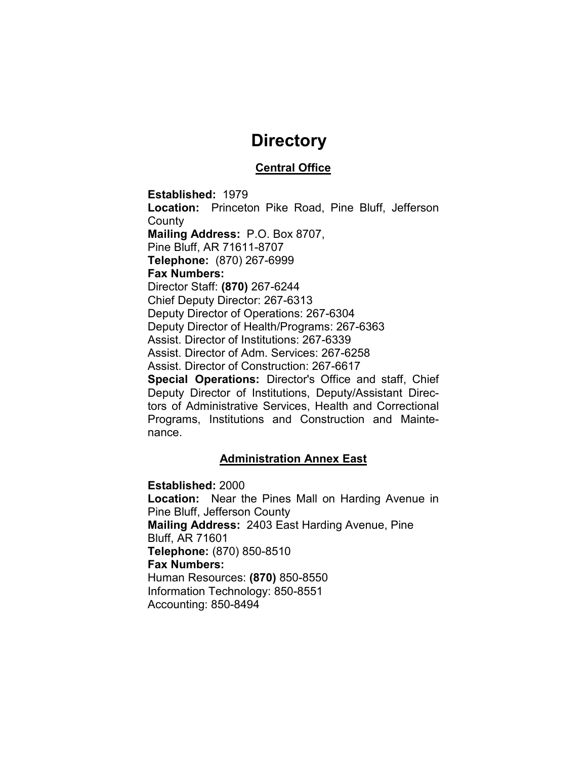# Directory

## Central Office

**Established:** 1979
**Location:** Princeton Pike Road, Pine Bluff, Jefferson County
**Mailing Address:** P.O. Box 8707, Pine Bluff, AR 71611-8707
**Telephone:** (870) 267-6999
**Fax Numbers:**
Director Staff: **(870)** 267-6244
Chief Deputy Director: 267-6313
Deputy Director of Operations: 267-6304
Deputy Director of Health/Programs: 267-6363
Assist. Director of Institutions: 267-6339
Assist. Director of Adm. Services: 267-6258
Assist. Director of Construction: 267-6617
**Special Operations:** Director's Office and staff, Chief Deputy Director of Institutions, Deputy/Assistant Directors of Administrative Services, Health and Correctional Programs, Institutions and Construction and Maintenance.

## Administration Annex East

**Established:** 2000
**Location:** Near the Pines Mall on Harding Avenue in Pine Bluff, Jefferson County
**Mailing Address:** 2403 East Harding Avenue, Pine Bluff, AR 71601
**Telephone:** (870) 850-8510
**Fax Numbers:**
Human Resources: **(870)** 850-8550
Information Technology: 850-8551
Accounting: 850-8494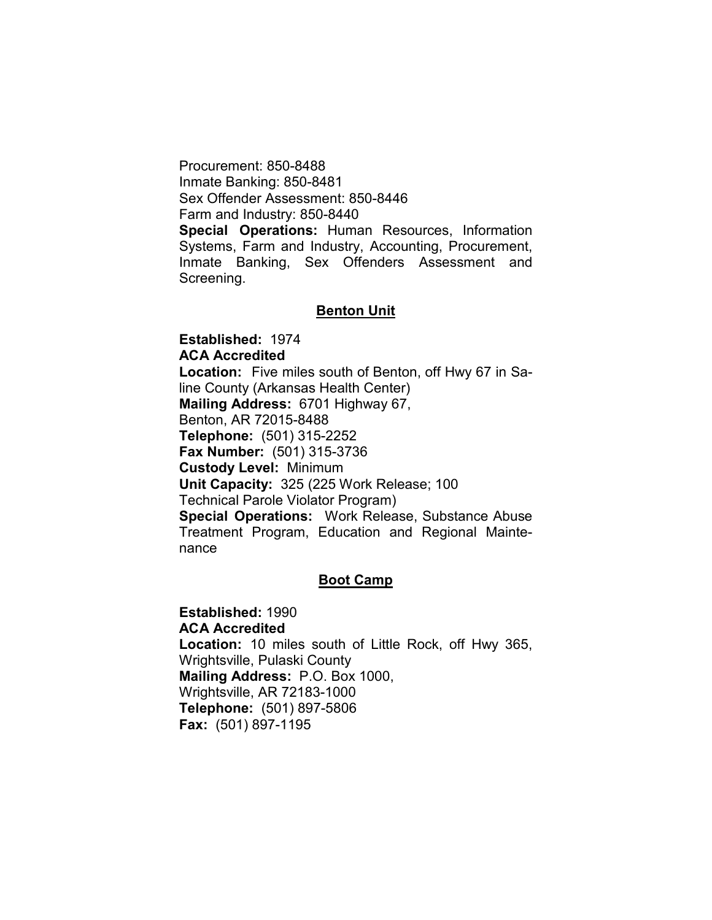Procurement: 850-8488
Inmate Banking: 850-8481
Sex Offender Assessment: 850-8446
Farm and Industry: 850-8440
**Special Operations:** Human Resources, Information Systems, Farm and Industry, Accounting, Procurement, Inmate Banking, Sex Offenders Assessment and Screening.

## Benton Unit

**Established:** 1974
**ACA Accredited**
**Location:** Five miles south of Benton, off Hwy 67 in Saline County (Arkansas Health Center)
**Mailing Address:** 6701 Highway 67,
Benton, AR 72015-8488
**Telephone:** (501) 315-2252
**Fax Number:** (501) 315-3736
**Custody Level:** Minimum
**Unit Capacity:** 325 (225 Work Release; 100 Technical Parole Violator Program)
**Special Operations:** Work Release, Substance Abuse Treatment Program, Education and Regional Maintenance

## Boot Camp

**Established:** 1990
**ACA Accredited**
**Location:** 10 miles south of Little Rock, off Hwy 365, Wrightsville, Pulaski County
**Mailing Address:** P.O. Box 1000,
Wrightsville, AR 72183-1000
**Telephone:** (501) 897-5806
**Fax:** (501) 897-1195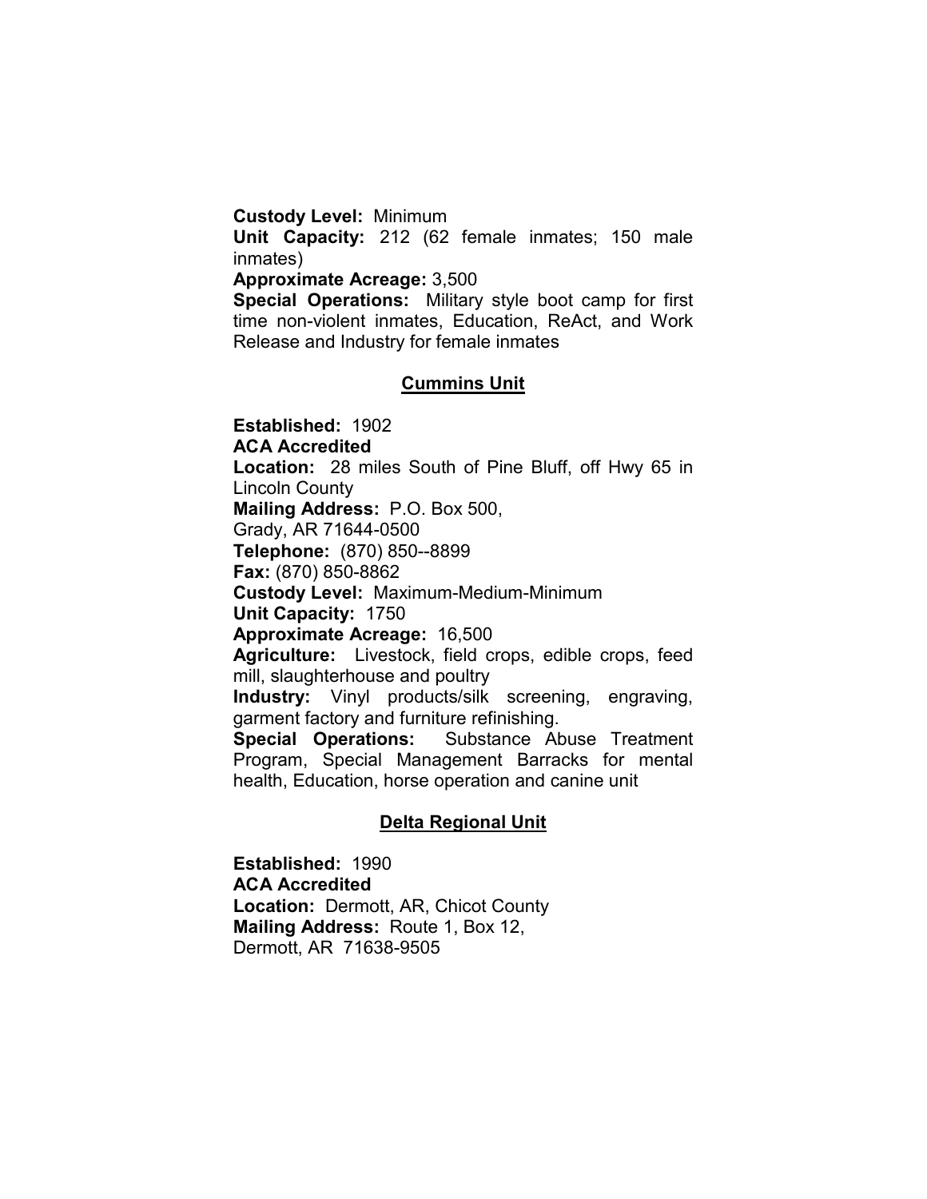**Custody Level:** Minimum
**Unit Capacity:** 212 (62 female inmates; 150 male inmates)
**Approximate Acreage:** 3,500
**Special Operations:** Military style boot camp for first time non-violent inmates, Education, ReAct, and Work Release and Industry for female inmates

## Cummins Unit

**Established:** 1902
**ACA Accredited**
**Location:** 28 miles South of Pine Bluff, off Hwy 65 in Lincoln County
**Mailing Address:** P.O. Box 500,
Grady, AR 71644-0500
**Telephone:** (870) 850--8899
**Fax:** (870) 850-8862
**Custody Level:** Maximum-Medium-Minimum
**Unit Capacity:** 1750
**Approximate Acreage:** 16,500
**Agriculture:** Livestock, field crops, edible crops, feed mill, slaughterhouse and poultry
**Industry:** Vinyl products/silk screening, engraving, garment factory and furniture refinishing.
**Special Operations:** Substance Abuse Treatment Program, Special Management Barracks for mental health, Education, horse operation and canine unit

## Delta Regional Unit

**Established:** 1990
**ACA Accredited**
**Location:** Dermott, AR, Chicot County
**Mailing Address:** Route 1, Box 12,
Dermott, AR 71638-9505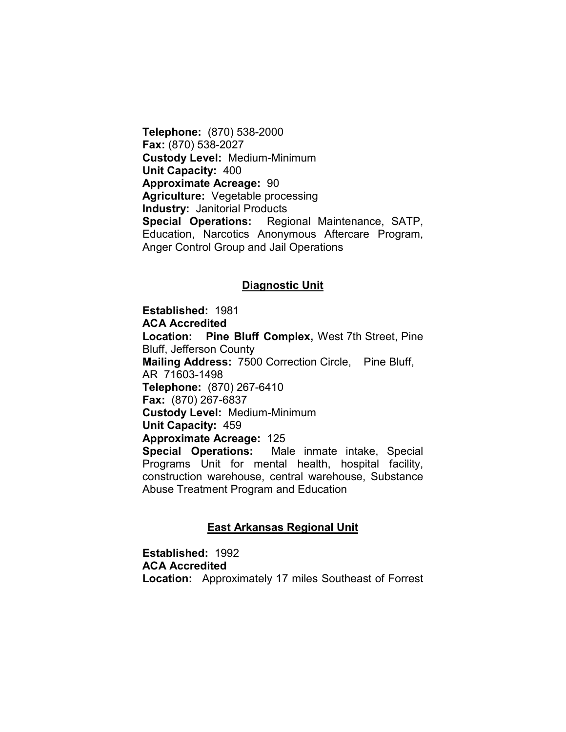**Telephone:** (870) 538-2000
**Fax:** (870) 538-2027
**Custody Level:** Medium-Minimum
**Unit Capacity:** 400
**Approximate Acreage:** 90
**Agriculture:** Vegetable processing
**Industry:** Janitorial Products
**Special Operations:** Regional Maintenance, SATP, Education, Narcotics Anonymous Aftercare Program, Anger Control Group and Jail Operations

## Diagnostic Unit

**Established:** 1981
**ACA Accredited**
**Location:** **Pine Bluff Complex,** West 7th Street, Pine Bluff, Jefferson County
**Mailing Address:** 7500 Correction Circle, Pine Bluff, AR 71603-1498
**Telephone:** (870) 267-6410
**Fax:** (870) 267-6837
**Custody Level:** Medium-Minimum
**Unit Capacity:** 459
**Approximate Acreage:** 125
**Special Operations:** Male inmate intake, Special Programs Unit for mental health, hospital facility, construction warehouse, central warehouse, Substance Abuse Treatment Program and Education

## East Arkansas Regional Unit

**Established:** 1992
**ACA Accredited**
**Location:** Approximately 17 miles Southeast of Forrest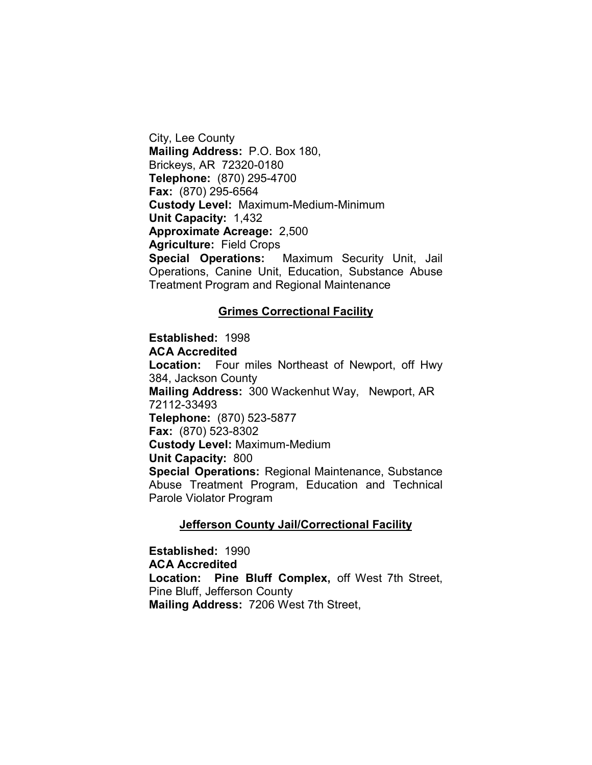City, Lee County
**Mailing Address:** P.O. Box 180,
Brickeys, AR 72320-0180
**Telephone:** (870) 295-4700
**Fax:** (870) 295-6564
**Custody Level:** Maximum-Medium-Minimum
**Unit Capacity:** 1,432
**Approximate Acreage:** 2,500
**Agriculture:** Field Crops
**Special Operations:** Maximum Security Unit, Jail Operations, Canine Unit, Education, Substance Abuse Treatment Program and Regional Maintenance

## Grimes Correctional Facility

**Established:** 1998
**ACA Accredited**
**Location:** Four miles Northeast of Newport, off Hwy 384, Jackson County
**Mailing Address:** 300 Wackenhut Way, Newport, AR 72112-33493
**Telephone:** (870) 523-5877
**Fax:** (870) 523-8302
**Custody Level:** Maximum-Medium
**Unit Capacity:** 800
**Special Operations:** Regional Maintenance, Substance Abuse Treatment Program, Education and Technical Parole Violator Program

## Jefferson County Jail/Correctional Facility

**Established:** 1990
**ACA Accredited**
**Location:** **Pine Bluff Complex,** off West 7th Street, Pine Bluff, Jefferson County
**Mailing Address:** 7206 West 7th Street,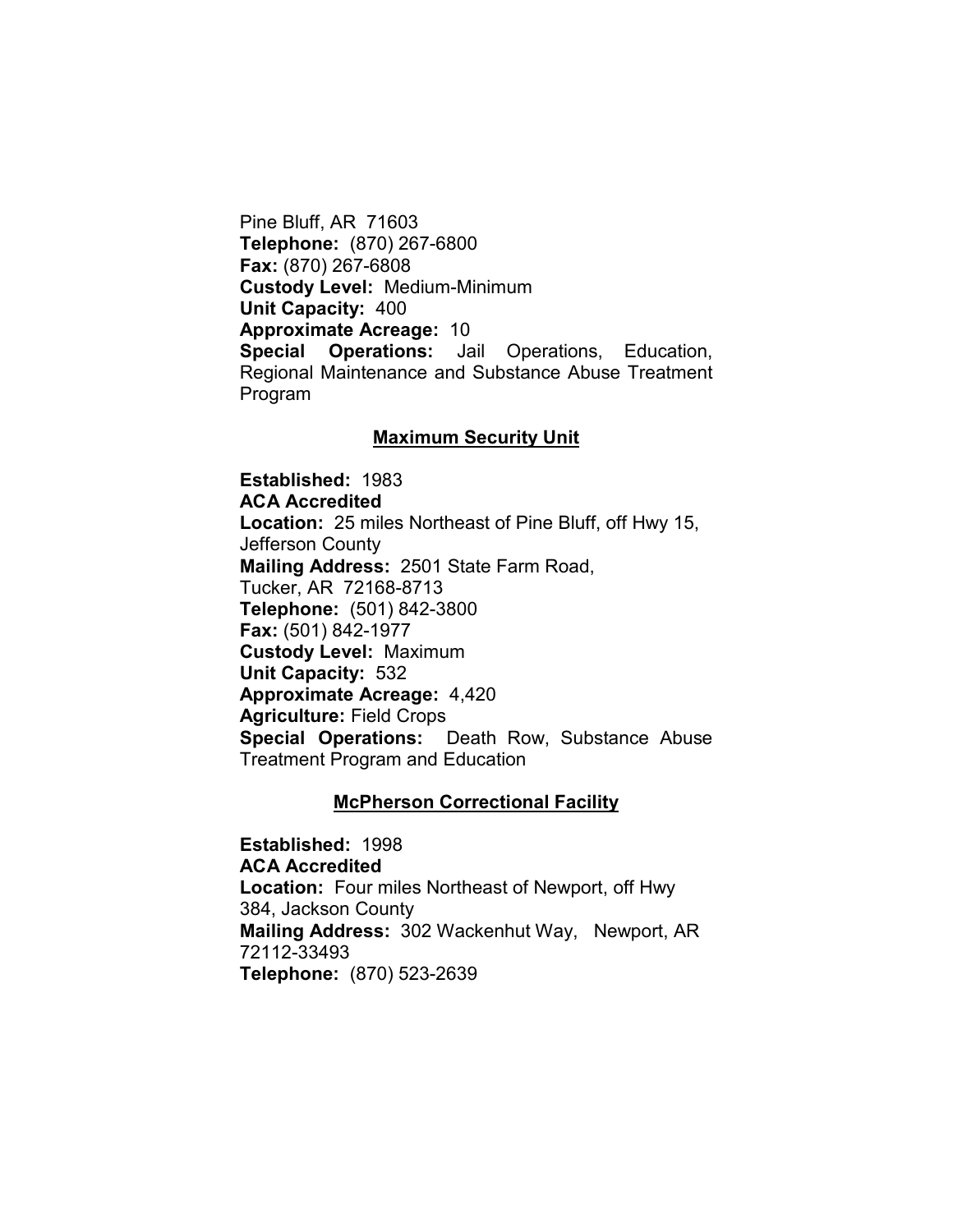Pine Bluff, AR 71603
**Telephone:** (870) 267-6800
**Fax:** (870) 267-6808
**Custody Level:** Medium-Minimum
**Unit Capacity:** 400
**Approximate Acreage:** 10
**Special Operations:** Jail Operations, Education, Regional Maintenance and Substance Abuse Treatment Program

## Maximum Security Unit

**Established:** 1983
**ACA Accredited**
**Location:** 25 miles Northeast of Pine Bluff, off Hwy 15, Jefferson County
**Mailing Address:** 2501 State Farm Road, Tucker, AR 72168-8713
**Telephone:** (501) 842-3800
**Fax:** (501) 842-1977
**Custody Level:** Maximum
**Unit Capacity:** 532
**Approximate Acreage:** 4,420
**Agriculture:** Field Crops
**Special Operations:** Death Row, Substance Abuse Treatment Program and Education

## McPherson Correctional Facility

**Established:** 1998
**ACA Accredited**
**Location:** Four miles Northeast of Newport, off Hwy 384, Jackson County
**Mailing Address:** 302 Wackenhut Way, Newport, AR 72112-33493
**Telephone:** (870) 523-2639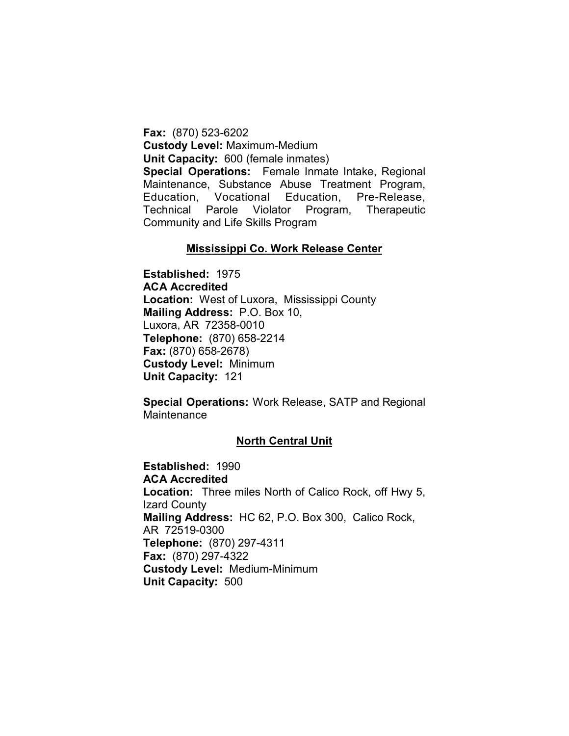**Fax:** (870) 523-6202
**Custody Level:** Maximum-Medium
**Unit Capacity:** 600 (female inmates)
**Special Operations:** Female Inmate Intake, Regional Maintenance, Substance Abuse Treatment Program, Education, Vocational Education, Pre-Release, Technical Parole Violator Program, Therapeutic Community and Life Skills Program

## Mississippi Co. Work Release Center

**Established:** 1975
**ACA Accredited**
**Location:** West of Luxora, Mississippi County
**Mailing Address:** P.O. Box 10, Luxora, AR 72358-0010
**Telephone:** (870) 658-2214
**Fax:** (870) 658-2678)
**Custody Level:** Minimum
**Unit Capacity:** 121

**Special Operations:** Work Release, SATP and Regional Maintenance

## North Central Unit

**Established:** 1990
**ACA Accredited**
**Location:** Three miles North of Calico Rock, off Hwy 5, Izard County
**Mailing Address:** HC 62, P.O. Box 300, Calico Rock, AR 72519-0300
**Telephone:** (870) 297-4311
**Fax:** (870) 297-4322
**Custody Level:** Medium-Minimum
**Unit Capacity:** 500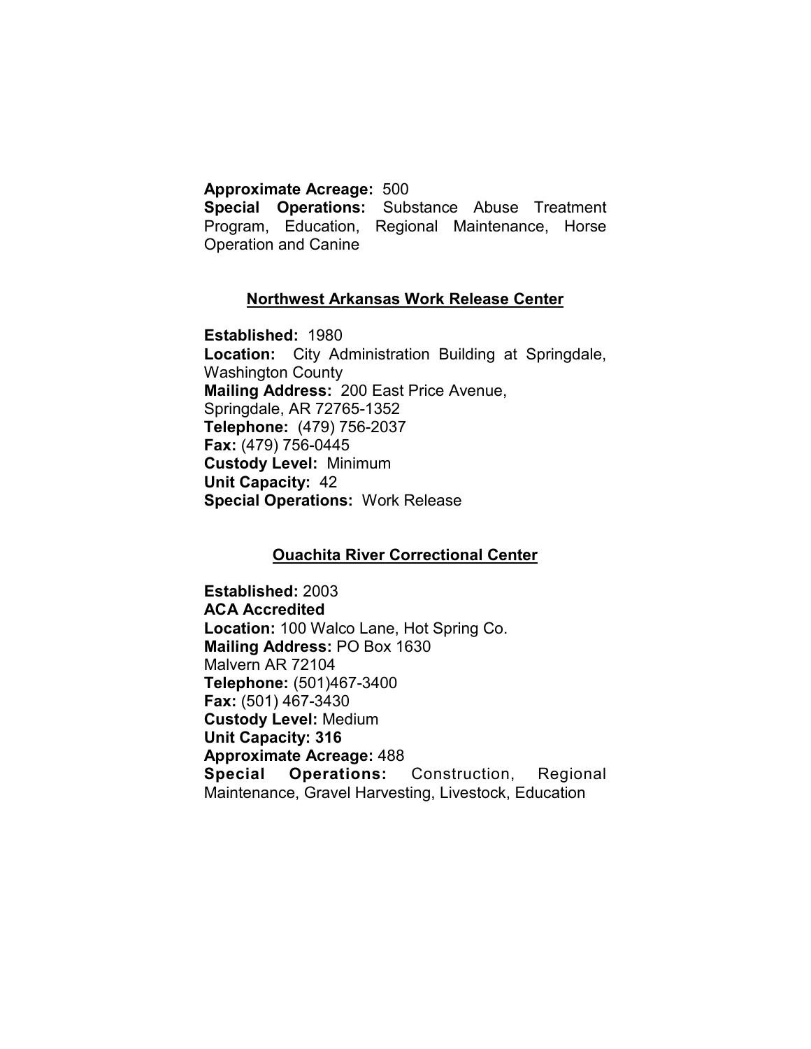**Approximate Acreage:** 500
**Special Operations:** Substance Abuse Treatment Program, Education, Regional Maintenance, Horse Operation and Canine

## Northwest Arkansas Work Release Center

**Established:** 1980
**Location:** City Administration Building at Springdale, Washington County
**Mailing Address:** 200 East Price Avenue, Springdale, AR 72765-1352
**Telephone:** (479) 756-2037
**Fax:** (479) 756-0445
**Custody Level:** Minimum
**Unit Capacity:** 42
**Special Operations:** Work Release

## Ouachita River Correctional Center

**Established:** 2003
**ACA Accredited**
**Location:** 100 Walco Lane, Hot Spring Co.
**Mailing Address:** PO Box 1630
Malvern AR 72104
**Telephone:** (501)467-3400
**Fax:** (501) 467-3430
**Custody Level:** Medium
**Unit Capacity: 316**
**Approximate Acreage:** 488
**Special Operations:** Construction, Regional Maintenance, Gravel Harvesting, Livestock, Education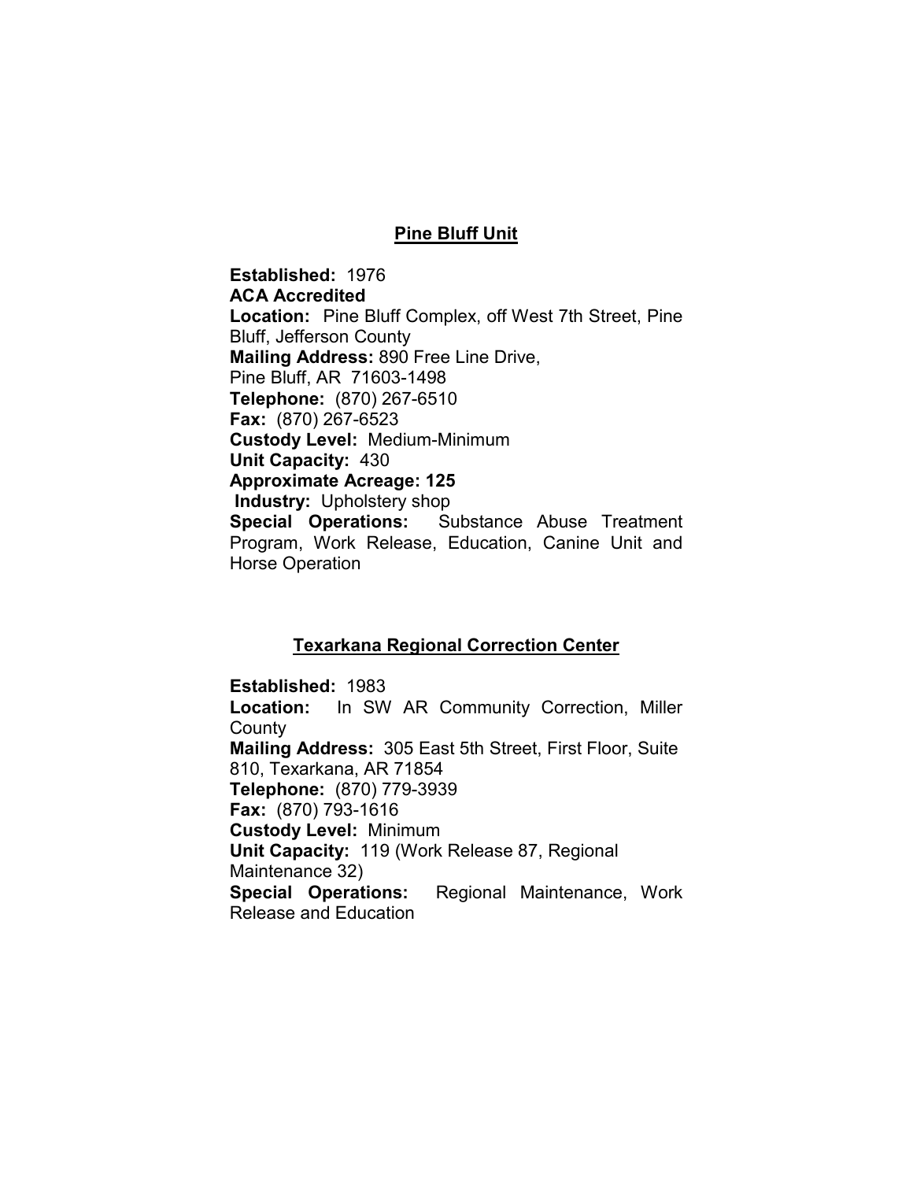## Pine Bluff Unit

**Established:** 1976
**ACA Accredited**
**Location:** Pine Bluff Complex, off West 7th Street, Pine Bluff, Jefferson County
**Mailing Address:** 890 Free Line Drive, Pine Bluff, AR 71603-1498
**Telephone:** (870) 267-6510
**Fax:** (870) 267-6523
**Custody Level:** Medium-Minimum
**Unit Capacity:** 430
**Approximate Acreage: 125**
**Industry:** Upholstery shop
**Special Operations:** Substance Abuse Treatment Program, Work Release, Education, Canine Unit and Horse Operation

## Texarkana Regional Correction Center

**Established:** 1983
**Location:** In SW AR Community Correction, Miller County
**Mailing Address:** 305 East 5th Street, First Floor, Suite 810, Texarkana, AR 71854
**Telephone:** (870) 779-3939
**Fax:** (870) 793-1616
**Custody Level:** Minimum
**Unit Capacity:** 119 (Work Release 87, Regional Maintenance 32)
**Special Operations:** Regional Maintenance, Work Release and Education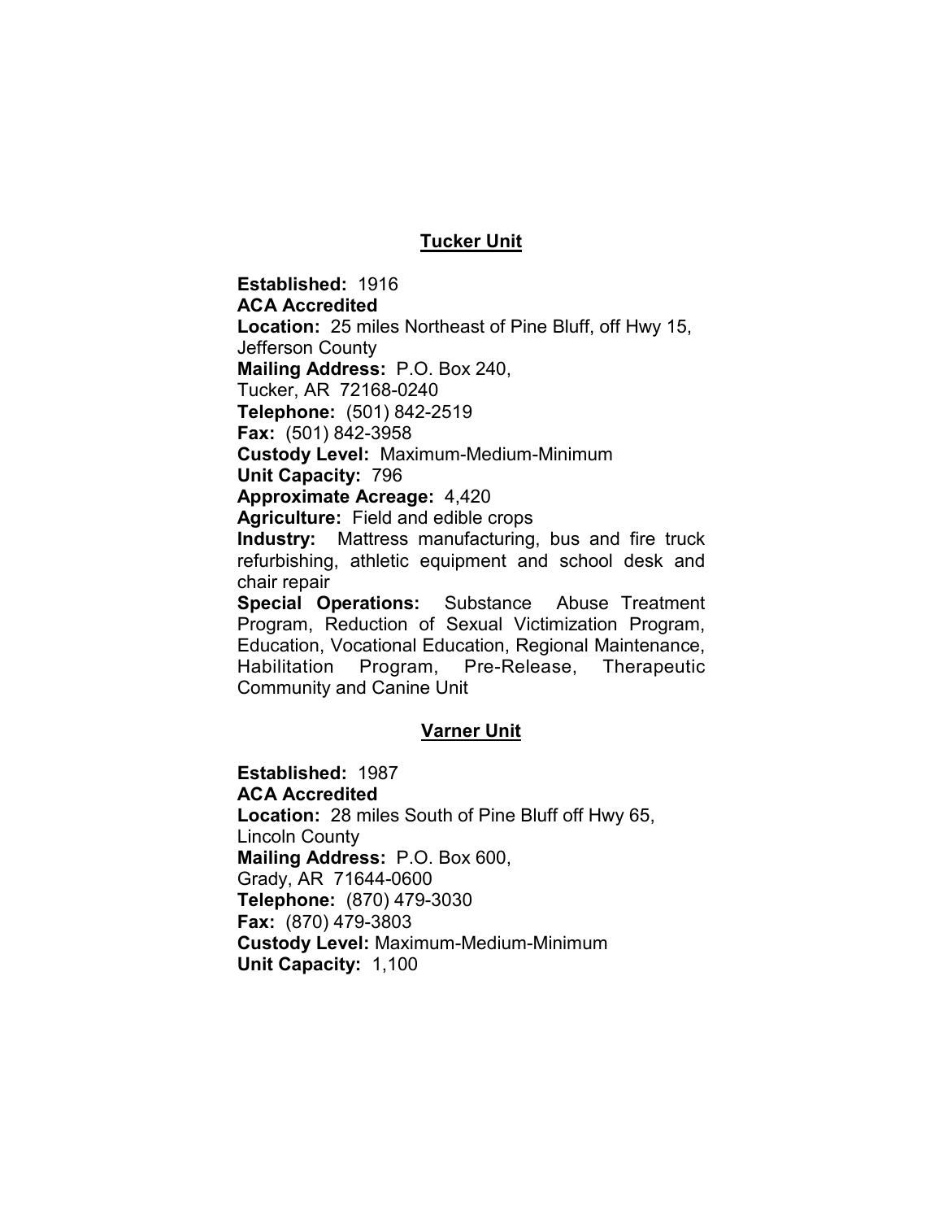## Tucker Unit

**Established:** 1916
**ACA Accredited**
**Location:** 25 miles Northeast of Pine Bluff, off Hwy 15, Jefferson County
**Mailing Address:** P.O. Box 240, Tucker, AR 72168-0240
**Telephone:** (501) 842-2519
**Fax:** (501) 842-3958
**Custody Level:** Maximum-Medium-Minimum
**Unit Capacity:** 796
**Approximate Acreage:** 4,420
**Agriculture:** Field and edible crops
**Industry:** Mattress manufacturing, bus and fire truck refurbishing, athletic equipment and school desk and chair repair
**Special Operations:** Substance Abuse Treatment Program, Reduction of Sexual Victimization Program, Education, Vocational Education, Regional Maintenance, Habilitation Program, Pre-Release, Therapeutic Community and Canine Unit

## Varner Unit

**Established:** 1987
**ACA Accredited**
**Location:** 28 miles South of Pine Bluff off Hwy 65, Lincoln County
**Mailing Address:** P.O. Box 600, Grady, AR 71644-0600
**Telephone:** (870) 479-3030
**Fax:** (870) 479-3803
**Custody Level:** Maximum-Medium-Minimum
**Unit Capacity:** 1,100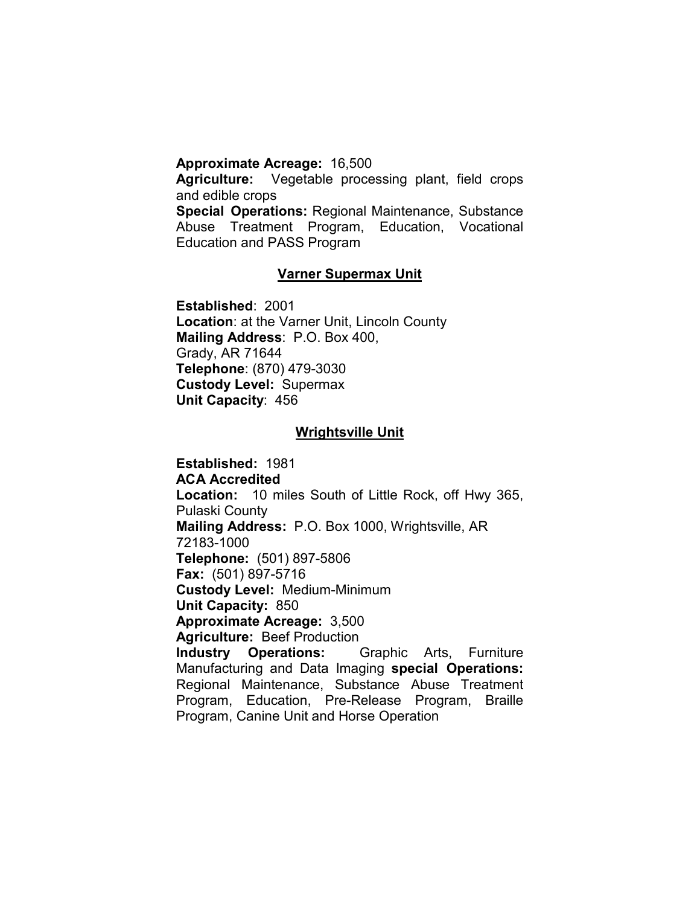**Approximate Acreage:** 16,500
**Agriculture:** Vegetable processing plant, field crops and edible crops
**Special Operations:** Regional Maintenance, Substance Abuse Treatment Program, Education, Vocational Education and PASS Program

## Varner Supermax Unit

**Established**: 2001
**Location**: at the Varner Unit, Lincoln County
**Mailing Address**: P.O. Box 400, Grady, AR 71644
**Telephone**: (870) 479-3030
**Custody Level:** Supermax
**Unit Capacity**: 456

## Wrightsville Unit

**Established:** 1981
**ACA Accredited**
**Location:** 10 miles South of Little Rock, off Hwy 365, Pulaski County
**Mailing Address:** P.O. Box 1000, Wrightsville, AR 72183-1000
**Telephone:** (501) 897-5806
**Fax:** (501) 897-5716
**Custody Level:** Medium-Minimum
**Unit Capacity:** 850
**Approximate Acreage:** 3,500
**Agriculture:** Beef Production
**Industry Operations:** Graphic Arts, Furniture Manufacturing and Data Imaging **special Operations:** Regional Maintenance, Substance Abuse Treatment Program, Education, Pre-Release Program, Braille Program, Canine Unit and Horse Operation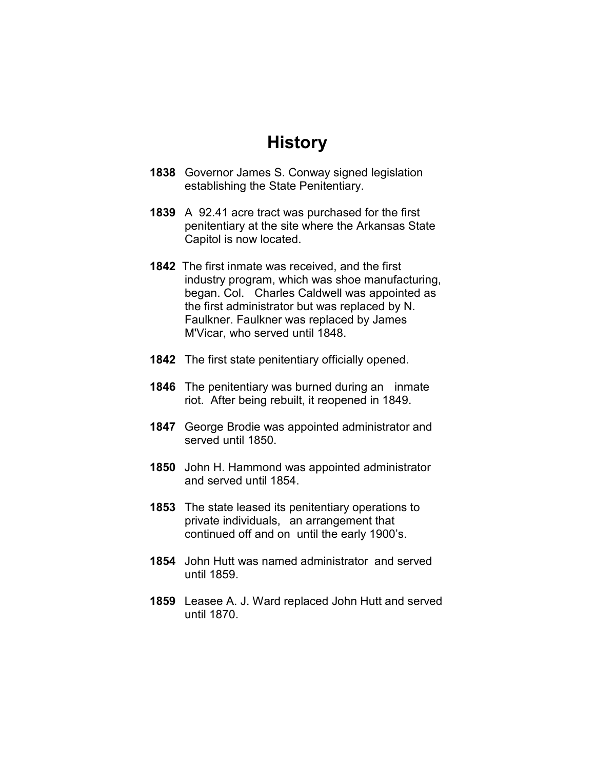# History

**1838** Governor James S. Conway signed legislation establishing the State Penitentiary.

**1839** A 92.41 acre tract was purchased for the first penitentiary at the site where the Arkansas State Capitol is now located.

**1842** The first inmate was received, and the first industry program, which was shoe manufacturing, began. Col. Charles Caldwell was appointed as the first administrator but was replaced by N. Faulkner. Faulkner was replaced by James M'Vicar, who served until 1848.

**1842** The first state penitentiary officially opened.

**1846** The penitentiary was burned during an inmate riot. After being rebuilt, it reopened in 1849.

**1847** George Brodie was appointed administrator and served until 1850.

**1850** John H. Hammond was appointed administrator and served until 1854.

**1853** The state leased its penitentiary operations to private individuals, an arrangement that continued off and on until the early 1900's.

**1854** John Hutt was named administrator and served until 1859.

**1859** Leasee A. J. Ward replaced John Hutt and served until 1870.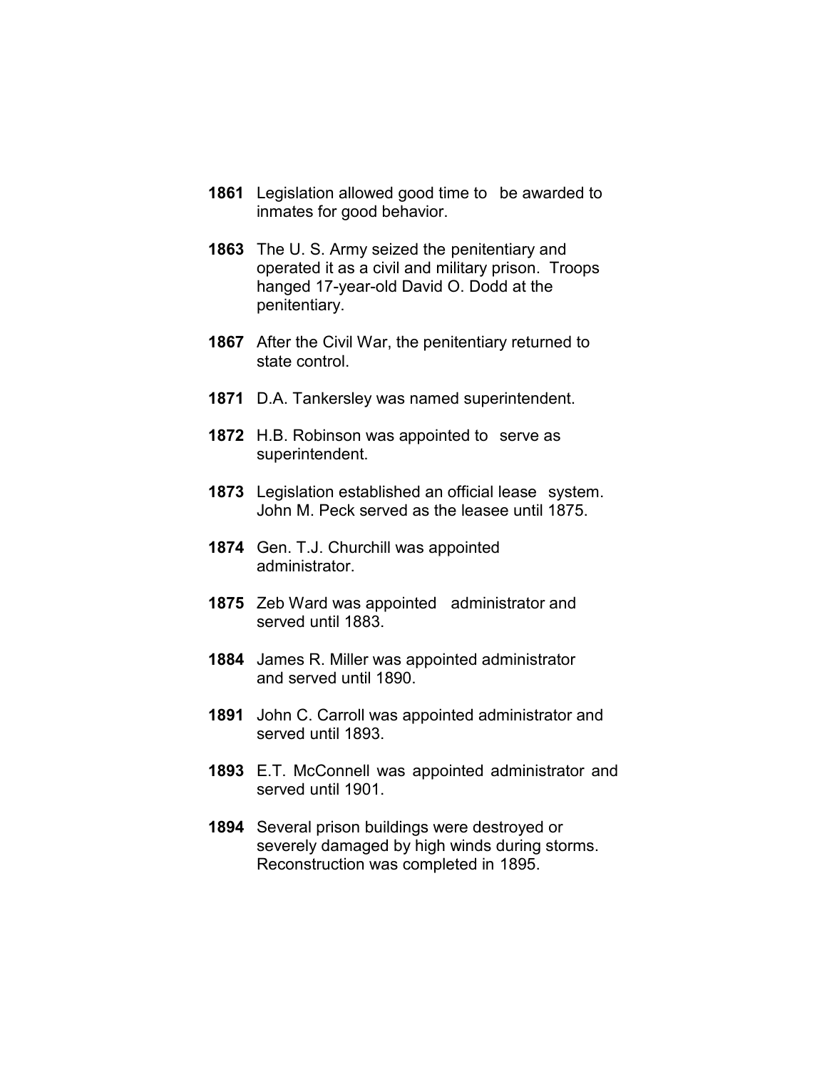**1861** Legislation allowed good time to be awarded to inmates for good behavior.

**1863** The U. S. Army seized the penitentiary and operated it as a civil and military prison. Troops hanged 17-year-old David O. Dodd at the penitentiary.

**1867** After the Civil War, the penitentiary returned to state control.

**1871** D.A. Tankersley was named superintendent.

**1872** H.B. Robinson was appointed to serve as superintendent.

**1873** Legislation established an official lease system. John M. Peck served as the leasee until 1875.

**1874** Gen. T.J. Churchill was appointed administrator.

**1875** Zeb Ward was appointed administrator and served until 1883.

**1884** James R. Miller was appointed administrator and served until 1890.

**1891** John C. Carroll was appointed administrator and served until 1893.

**1893** E.T. McConnell was appointed administrator and served until 1901.

**1894** Several prison buildings were destroyed or severely damaged by high winds during storms. Reconstruction was completed in 1895.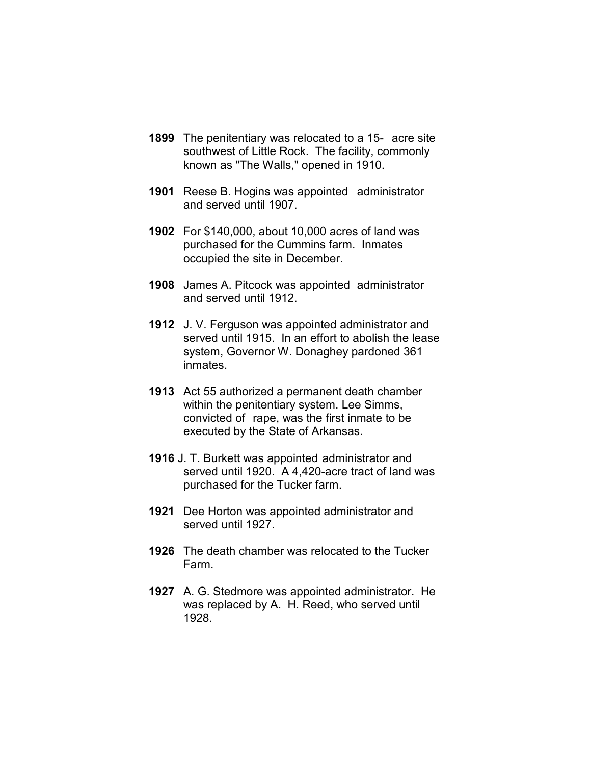**1899** The penitentiary was relocated to a 15- acre site southwest of Little Rock. The facility, commonly known as "The Walls," opened in 1910.

**1901** Reese B. Hogins was appointed administrator and served until 1907.

**1902** For $140,000, about 10,000 acres of land was purchased for the Cummins farm. Inmates occupied the site in December.

**1908** James A. Pitcock was appointed administrator and served until 1912.

**1912** J. V. Ferguson was appointed administrator and served until 1915. In an effort to abolish the lease system, Governor W. Donaghey pardoned 361 inmates.

**1913** Act 55 authorized a permanent death chamber within the penitentiary system. Lee Simms, convicted of rape, was the first inmate to be executed by the State of Arkansas.

**1916** J. T. Burkett was appointed administrator and served until 1920. A 4,420-acre tract of land was purchased for the Tucker farm.

**1921** Dee Horton was appointed administrator and served until 1927.

**1926** The death chamber was relocated to the Tucker Farm.

**1927** A. G. Stedmore was appointed administrator. He was replaced by A. H. Reed, who served until 1928.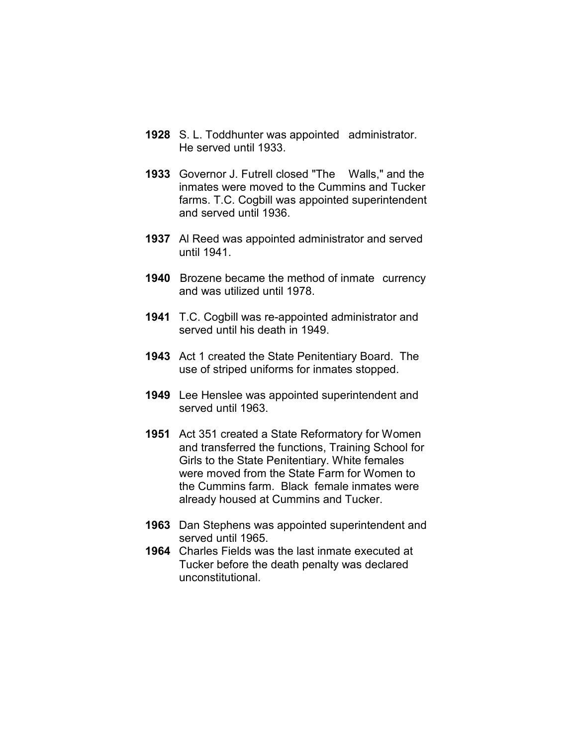**1928** S. L. Toddhunter was appointed administrator. He served until 1933.

**1933** Governor J. Futrell closed "The Walls," and the inmates were moved to the Cummins and Tucker farms. T.C. Cogbill was appointed superintendent and served until 1936.

**1937** Al Reed was appointed administrator and served until 1941.

**1940** Brozene became the method of inmate currency and was utilized until 1978.

**1941** T.C. Cogbill was re-appointed administrator and served until his death in 1949.

**1943** Act 1 created the State Penitentiary Board. The use of striped uniforms for inmates stopped.

**1949** Lee Henslee was appointed superintendent and served until 1963.

**1951** Act 351 created a State Reformatory for Women and transferred the functions, Training School for Girls to the State Penitentiary. White females were moved from the State Farm for Women to the Cummins farm. Black female inmates were already housed at Cummins and Tucker.

**1963** Dan Stephens was appointed superintendent and served until 1965.

**1964** Charles Fields was the last inmate executed at Tucker before the death penalty was declared unconstitutional.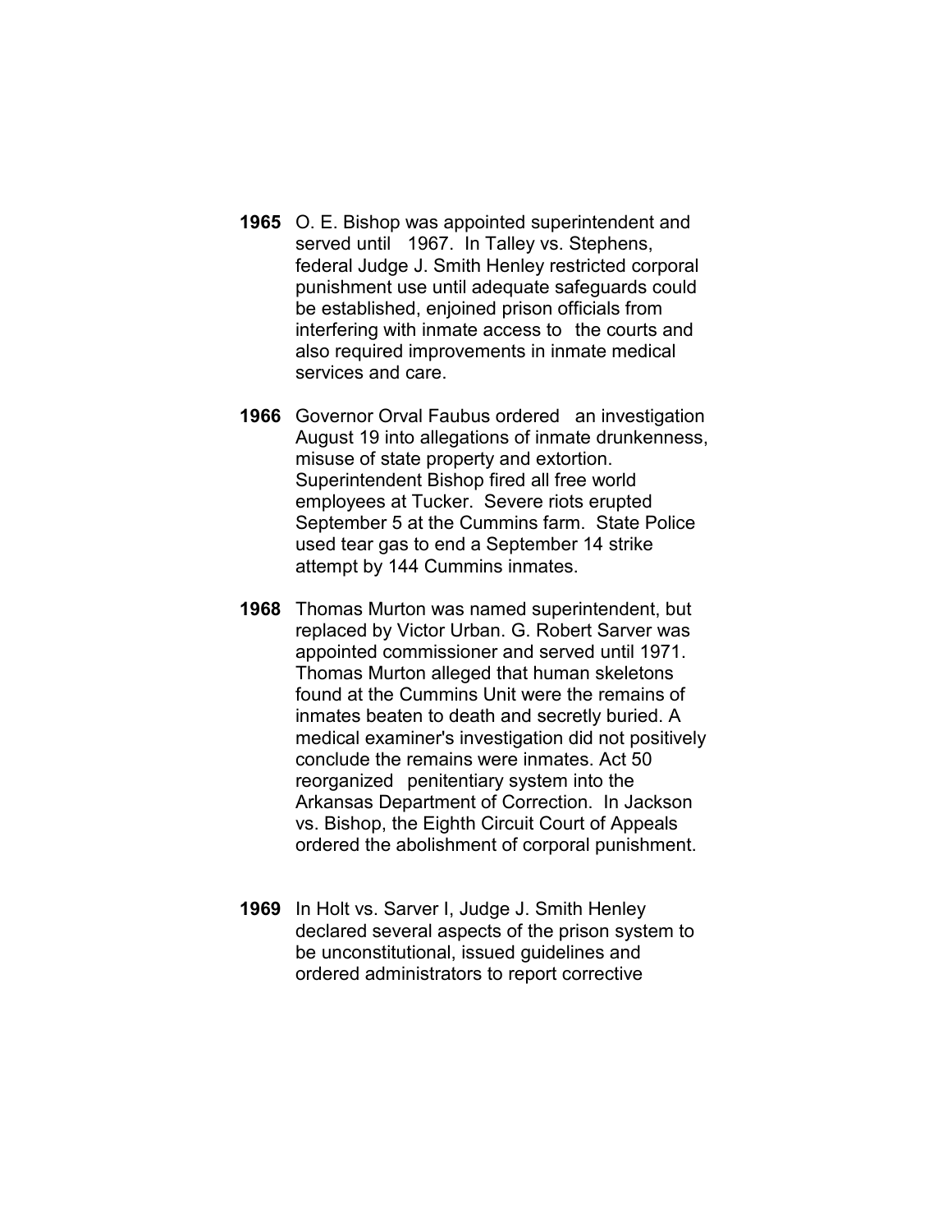**1965** O. E. Bishop was appointed superintendent and served until 1967. In Talley vs. Stephens, federal Judge J. Smith Henley restricted corporal punishment use until adequate safeguards could be established, enjoined prison officials from interfering with inmate access to the courts and also required improvements in inmate medical services and care.

**1966** Governor Orval Faubus ordered an investigation August 19 into allegations of inmate drunkenness, misuse of state property and extortion. Superintendent Bishop fired all free world employees at Tucker. Severe riots erupted September 5 at the Cummins farm. State Police used tear gas to end a September 14 strike attempt by 144 Cummins inmates.

**1968** Thomas Murton was named superintendent, but replaced by Victor Urban. G. Robert Sarver was appointed commissioner and served until 1971. Thomas Murton alleged that human skeletons found at the Cummins Unit were the remains of inmates beaten to death and secretly buried. A medical examiner's investigation did not positively conclude the remains were inmates. Act 50 reorganized penitentiary system into the Arkansas Department of Correction. In Jackson vs. Bishop, the Eighth Circuit Court of Appeals ordered the abolishment of corporal punishment.

**1969** In Holt vs. Sarver I, Judge J. Smith Henley declared several aspects of the prison system to be unconstitutional, issued guidelines and ordered administrators to report corrective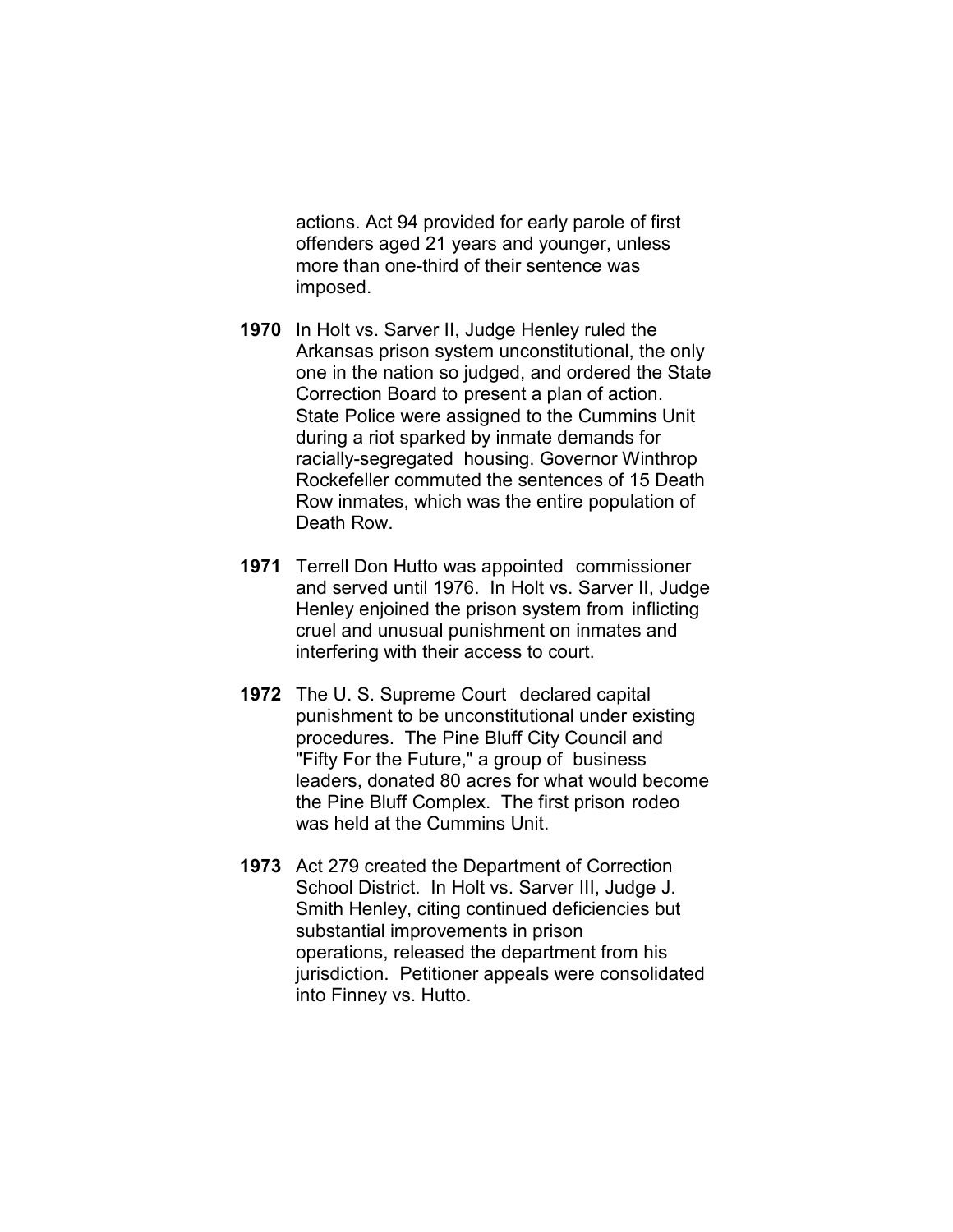actions. Act 94 provided for early parole of first offenders aged 21 years and younger, unless more than one-third of their sentence was imposed.

**1970** In Holt vs. Sarver II, Judge Henley ruled the Arkansas prison system unconstitutional, the only one in the nation so judged, and ordered the State Correction Board to present a plan of action. State Police were assigned to the Cummins Unit during a riot sparked by inmate demands for racially-segregated housing. Governor Winthrop Rockefeller commuted the sentences of 15 Death Row inmates, which was the entire population of Death Row.

**1971** Terrell Don Hutto was appointed commissioner and served until 1976. In Holt vs. Sarver II, Judge Henley enjoined the prison system from inflicting cruel and unusual punishment on inmates and interfering with their access to court.

**1972** The U. S. Supreme Court declared capital punishment to be unconstitutional under existing procedures. The Pine Bluff City Council and "Fifty For the Future," a group of business leaders, donated 80 acres for what would become the Pine Bluff Complex. The first prison rodeo was held at the Cummins Unit.

**1973** Act 279 created the Department of Correction School District. In Holt vs. Sarver III, Judge J. Smith Henley, citing continued deficiencies but substantial improvements in prison operations, released the department from his jurisdiction. Petitioner appeals were consolidated into Finney vs. Hutto.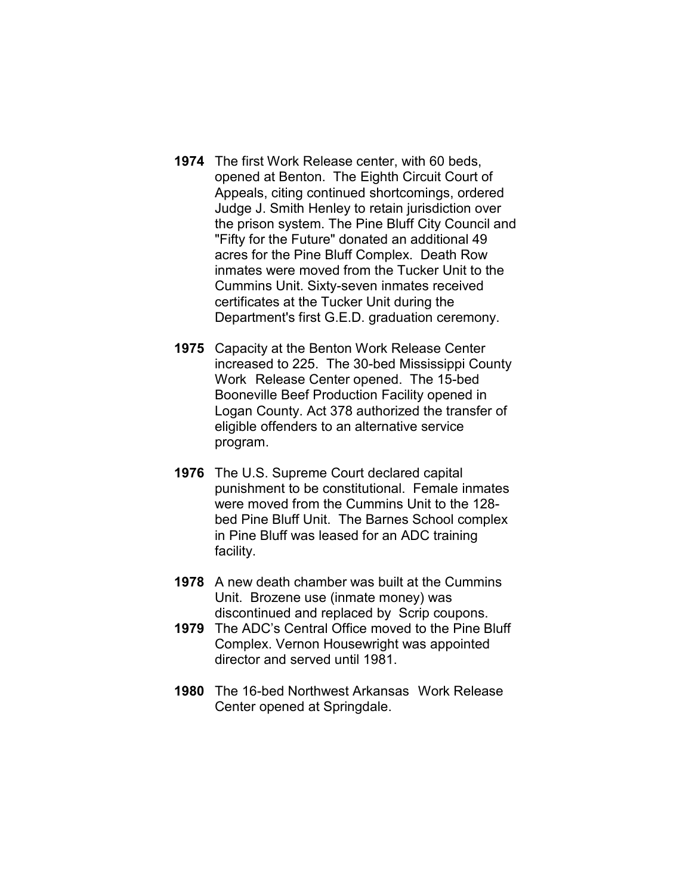**1974** The first Work Release center, with 60 beds, opened at Benton. The Eighth Circuit Court of Appeals, citing continued shortcomings, ordered Judge J. Smith Henley to retain jurisdiction over the prison system. The Pine Bluff City Council and "Fifty for the Future" donated an additional 49 acres for the Pine Bluff Complex. Death Row inmates were moved from the Tucker Unit to the Cummins Unit. Sixty-seven inmates received certificates at the Tucker Unit during the Department's first G.E.D. graduation ceremony.

**1975** Capacity at the Benton Work Release Center increased to 225. The 30-bed Mississippi County Work Release Center opened. The 15-bed Booneville Beef Production Facility opened in Logan County. Act 378 authorized the transfer of eligible offenders to an alternative service program.

**1976** The U.S. Supreme Court declared capital punishment to be constitutional. Female inmates were moved from the Cummins Unit to the 128-bed Pine Bluff Unit. The Barnes School complex in Pine Bluff was leased for an ADC training facility.

**1978** A new death chamber was built at the Cummins Unit. Brozene use (inmate money) was discontinued and replaced by Scrip coupons.

**1979** The ADC's Central Office moved to the Pine Bluff Complex. Vernon Housewright was appointed director and served until 1981.

**1980** The 16-bed Northwest Arkansas Work Release Center opened at Springdale.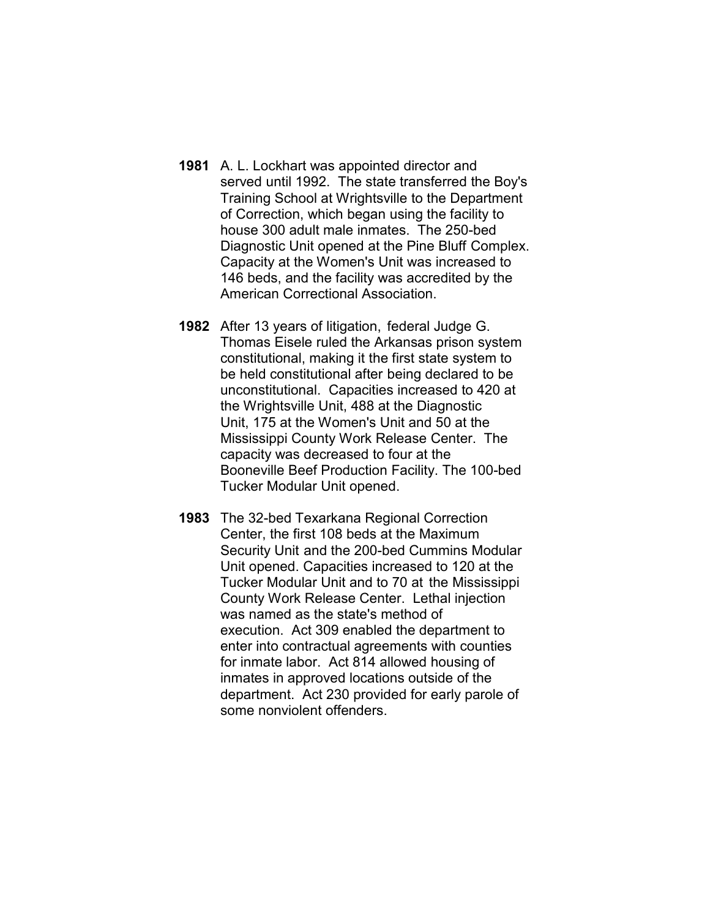**1981** A. L. Lockhart was appointed director and served until 1992. The state transferred the Boy's Training School at Wrightsville to the Department of Correction, which began using the facility to house 300 adult male inmates. The 250-bed Diagnostic Unit opened at the Pine Bluff Complex. Capacity at the Women's Unit was increased to 146 beds, and the facility was accredited by the American Correctional Association.

**1982** After 13 years of litigation, federal Judge G. Thomas Eisele ruled the Arkansas prison system constitutional, making it the first state system to be held constitutional after being declared to be unconstitutional. Capacities increased to 420 at the Wrightsville Unit, 488 at the Diagnostic Unit, 175 at the Women's Unit and 50 at the Mississippi County Work Release Center. The capacity was decreased to four at the Booneville Beef Production Facility. The 100-bed Tucker Modular Unit opened.

**1983** The 32-bed Texarkana Regional Correction Center, the first 108 beds at the Maximum Security Unit and the 200-bed Cummins Modular Unit opened. Capacities increased to 120 at the Tucker Modular Unit and to 70 at the Mississippi County Work Release Center. Lethal injection was named as the state's method of execution. Act 309 enabled the department to enter into contractual agreements with counties for inmate labor. Act 814 allowed housing of inmates in approved locations outside of the department. Act 230 provided for early parole of some nonviolent offenders.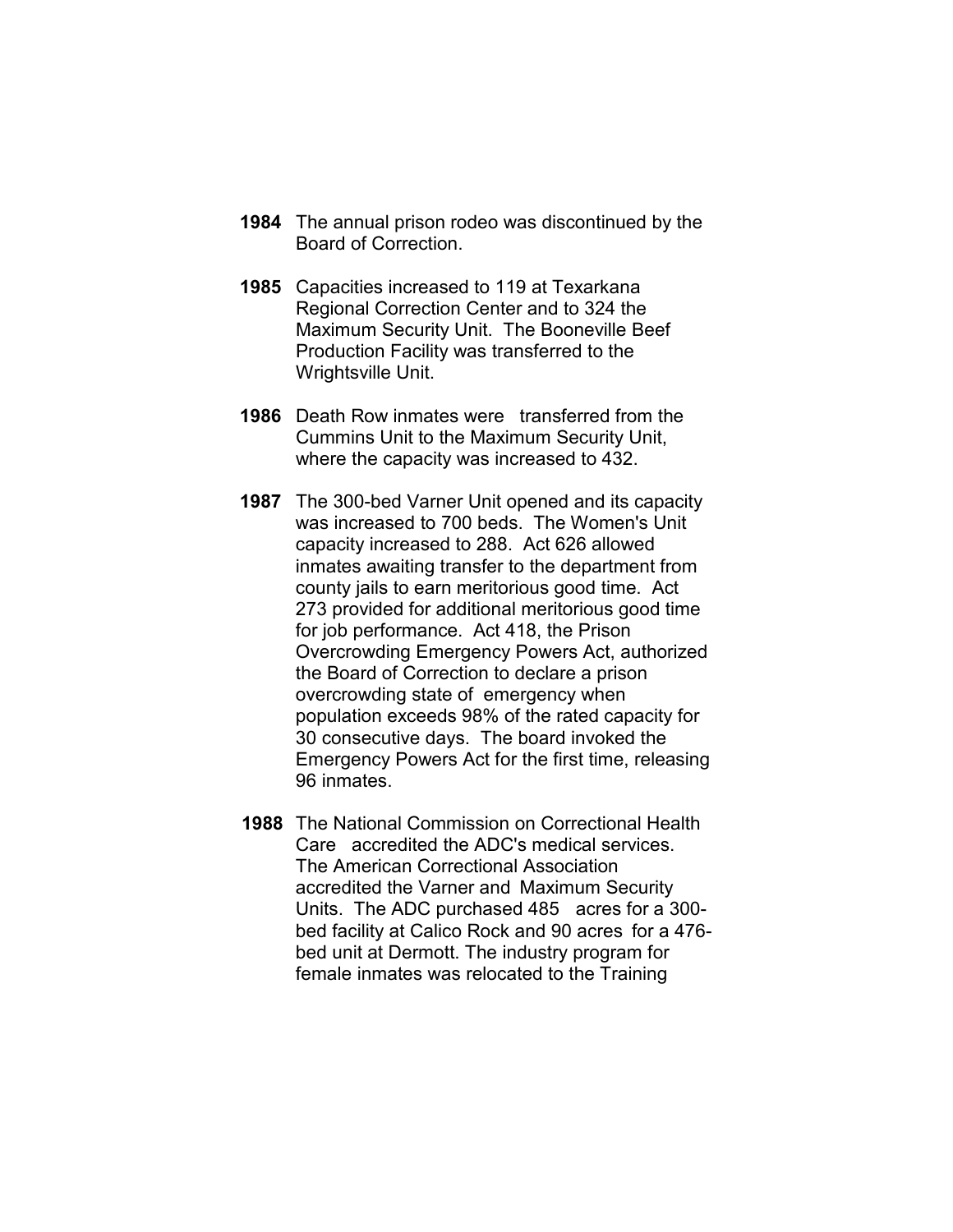**1984** The annual prison rodeo was discontinued by the Board of Correction.

**1985** Capacities increased to 119 at Texarkana Regional Correction Center and to 324 the Maximum Security Unit. The Booneville Beef Production Facility was transferred to the Wrightsville Unit.

**1986** Death Row inmates were transferred from the Cummins Unit to the Maximum Security Unit, where the capacity was increased to 432.

**1987** The 300-bed Varner Unit opened and its capacity was increased to 700 beds. The Women's Unit capacity increased to 288. Act 626 allowed inmates awaiting transfer to the department from county jails to earn meritorious good time. Act 273 provided for additional meritorious good time for job performance. Act 418, the Prison Overcrowding Emergency Powers Act, authorized the Board of Correction to declare a prison overcrowding state of emergency when population exceeds 98% of the rated capacity for 30 consecutive days. The board invoked the Emergency Powers Act for the first time, releasing 96 inmates.

**1988** The National Commission on Correctional Health Care accredited the ADC's medical services. The American Correctional Association accredited the Varner and Maximum Security Units. The ADC purchased 485 acres for a 300-bed facility at Calico Rock and 90 acres for a 476-bed unit at Dermott. The industry program for female inmates was relocated to the Training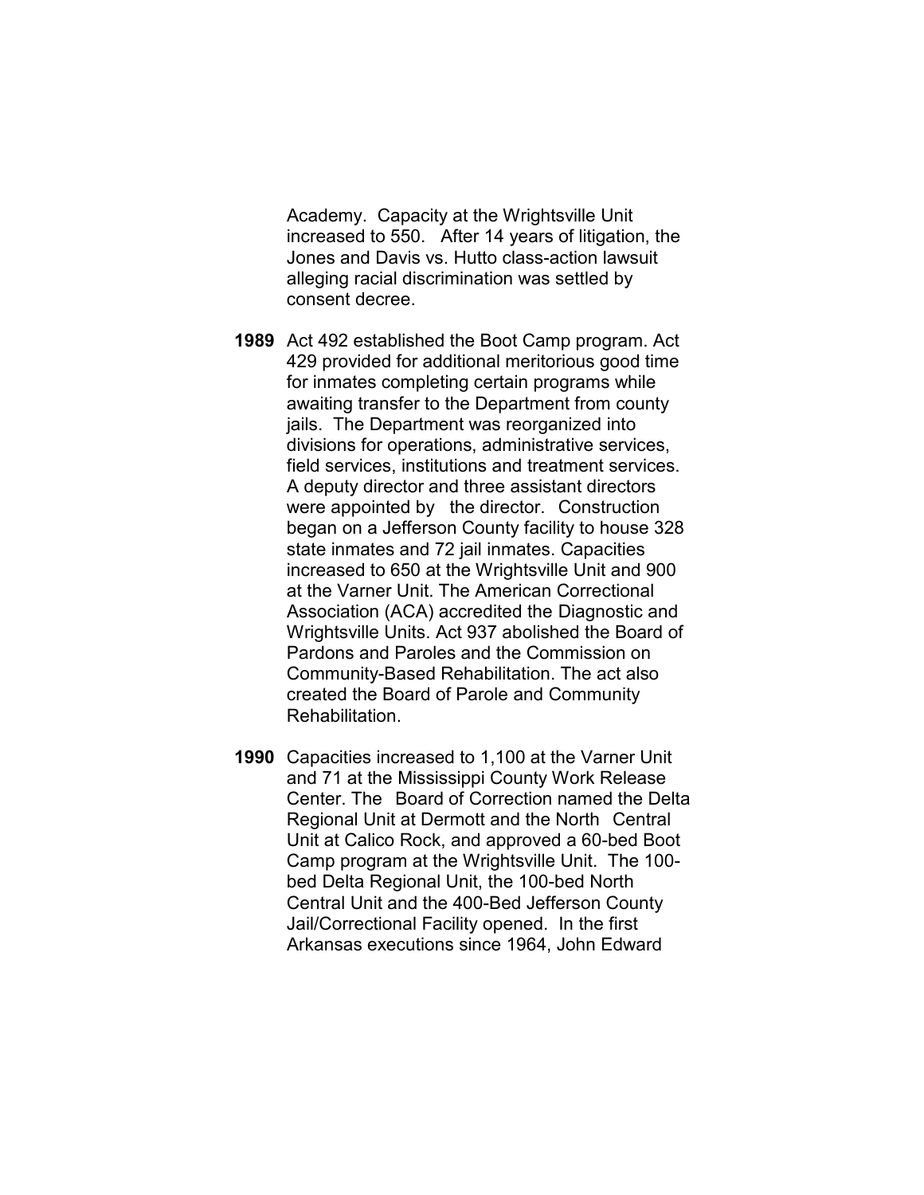Academy. Capacity at the Wrightsville Unit increased to 550. After 14 years of litigation, the Jones and Davis vs. Hutto class-action lawsuit alleging racial discrimination was settled by consent decree.

**1989** Act 492 established the Boot Camp program. Act 429 provided for additional meritorious good time for inmates completing certain programs while awaiting transfer to the Department from county jails. The Department was reorganized into divisions for operations, administrative services, field services, institutions and treatment services. A deputy director and three assistant directors were appointed by the director. Construction began on a Jefferson County facility to house 328 state inmates and 72 jail inmates. Capacities increased to 650 at the Wrightsville Unit and 900 at the Varner Unit. The American Correctional Association (ACA) accredited the Diagnostic and Wrightsville Units. Act 937 abolished the Board of Pardons and Paroles and the Commission on Community-Based Rehabilitation. The act also created the Board of Parole and Community Rehabilitation.

**1990** Capacities increased to 1,100 at the Varner Unit and 71 at the Mississippi County Work Release Center. The Board of Correction named the Delta Regional Unit at Dermott and the North Central Unit at Calico Rock, and approved a 60-bed Boot Camp program at the Wrightsville Unit. The 100-bed Delta Regional Unit, the 100-bed North Central Unit and the 400-Bed Jefferson County Jail/Correctional Facility opened. In the first Arkansas executions since 1964, John Edward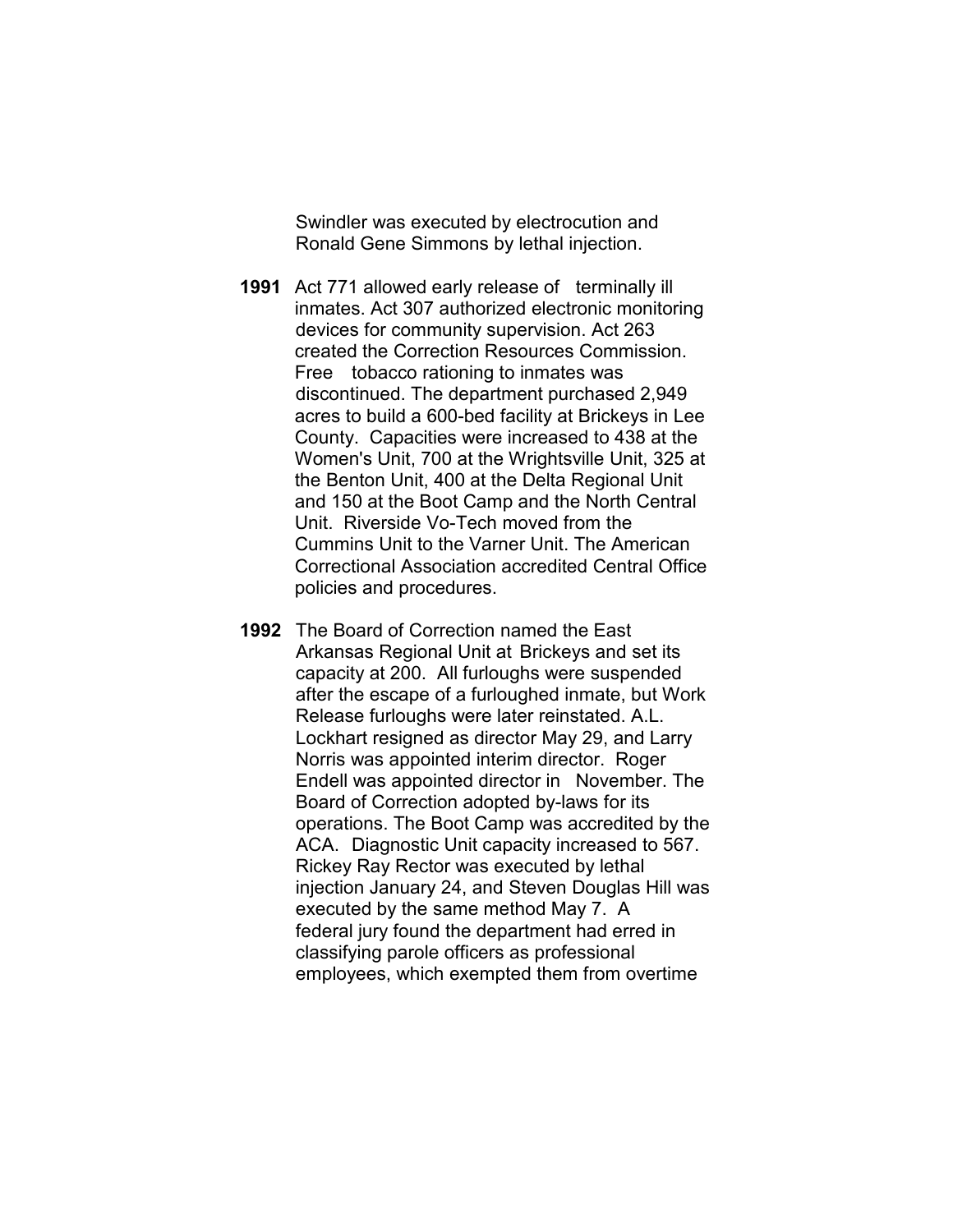Swindler was executed by electrocution and Ronald Gene Simmons by lethal injection.

**1991** Act 771 allowed early release of terminally ill inmates. Act 307 authorized electronic monitoring devices for community supervision. Act 263 created the Correction Resources Commission. Free tobacco rationing to inmates was discontinued. The department purchased 2,949 acres to build a 600-bed facility at Brickeys in Lee County. Capacities were increased to 438 at the Women's Unit, 700 at the Wrightsville Unit, 325 at the Benton Unit, 400 at the Delta Regional Unit and 150 at the Boot Camp and the North Central Unit. Riverside Vo-Tech moved from the Cummins Unit to the Varner Unit. The American Correctional Association accredited Central Office policies and procedures.

**1992** The Board of Correction named the East Arkansas Regional Unit at Brickeys and set its capacity at 200. All furloughs were suspended after the escape of a furloughed inmate, but Work Release furloughs were later reinstated. A.L. Lockhart resigned as director May 29, and Larry Norris was appointed interim director. Roger Endell was appointed director in November. The Board of Correction adopted by-laws for its operations. The Boot Camp was accredited by the ACA. Diagnostic Unit capacity increased to 567. Rickey Ray Rector was executed by lethal injection January 24, and Steven Douglas Hill was executed by the same method May 7. A federal jury found the department had erred in classifying parole officers as professional employees, which exempted them from overtime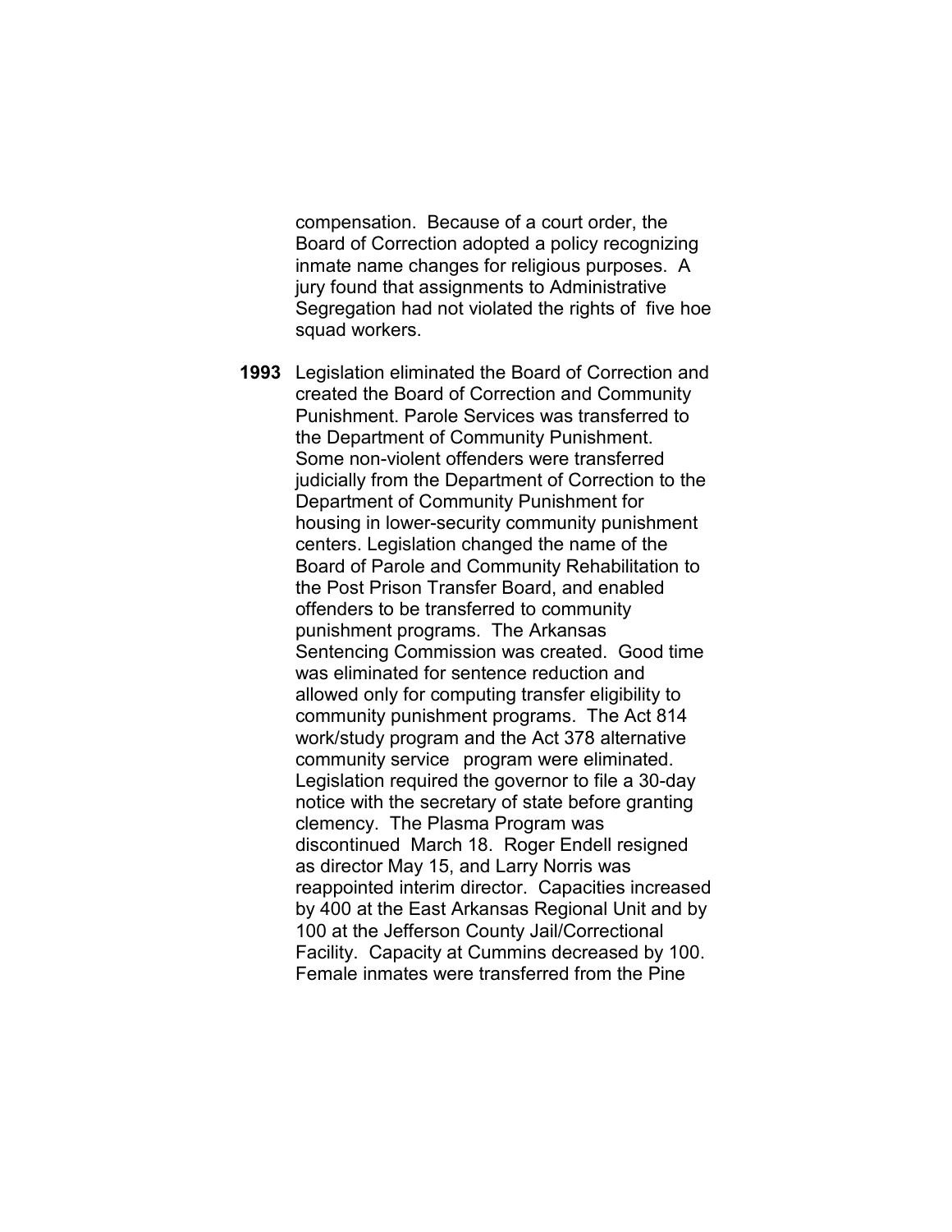compensation. Because of a court order, the Board of Correction adopted a policy recognizing inmate name changes for religious purposes. A jury found that assignments to Administrative Segregation had not violated the rights of five hoe squad workers.

**1993** Legislation eliminated the Board of Correction and created the Board of Correction and Community Punishment. Parole Services was transferred to the Department of Community Punishment. Some non-violent offenders were transferred judicially from the Department of Correction to the Department of Community Punishment for housing in lower-security community punishment centers. Legislation changed the name of the Board of Parole and Community Rehabilitation to the Post Prison Transfer Board, and enabled offenders to be transferred to community punishment programs. The Arkansas Sentencing Commission was created. Good time was eliminated for sentence reduction and allowed only for computing transfer eligibility to community punishment programs. The Act 814 work/study program and the Act 378 alternative community service program were eliminated. Legislation required the governor to file a 30-day notice with the secretary of state before granting clemency. The Plasma Program was discontinued March 18. Roger Endell resigned as director May 15, and Larry Norris was reappointed interim director. Capacities increased by 400 at the East Arkansas Regional Unit and by 100 at the Jefferson County Jail/Correctional Facility. Capacity at Cummins decreased by 100. Female inmates were transferred from the Pine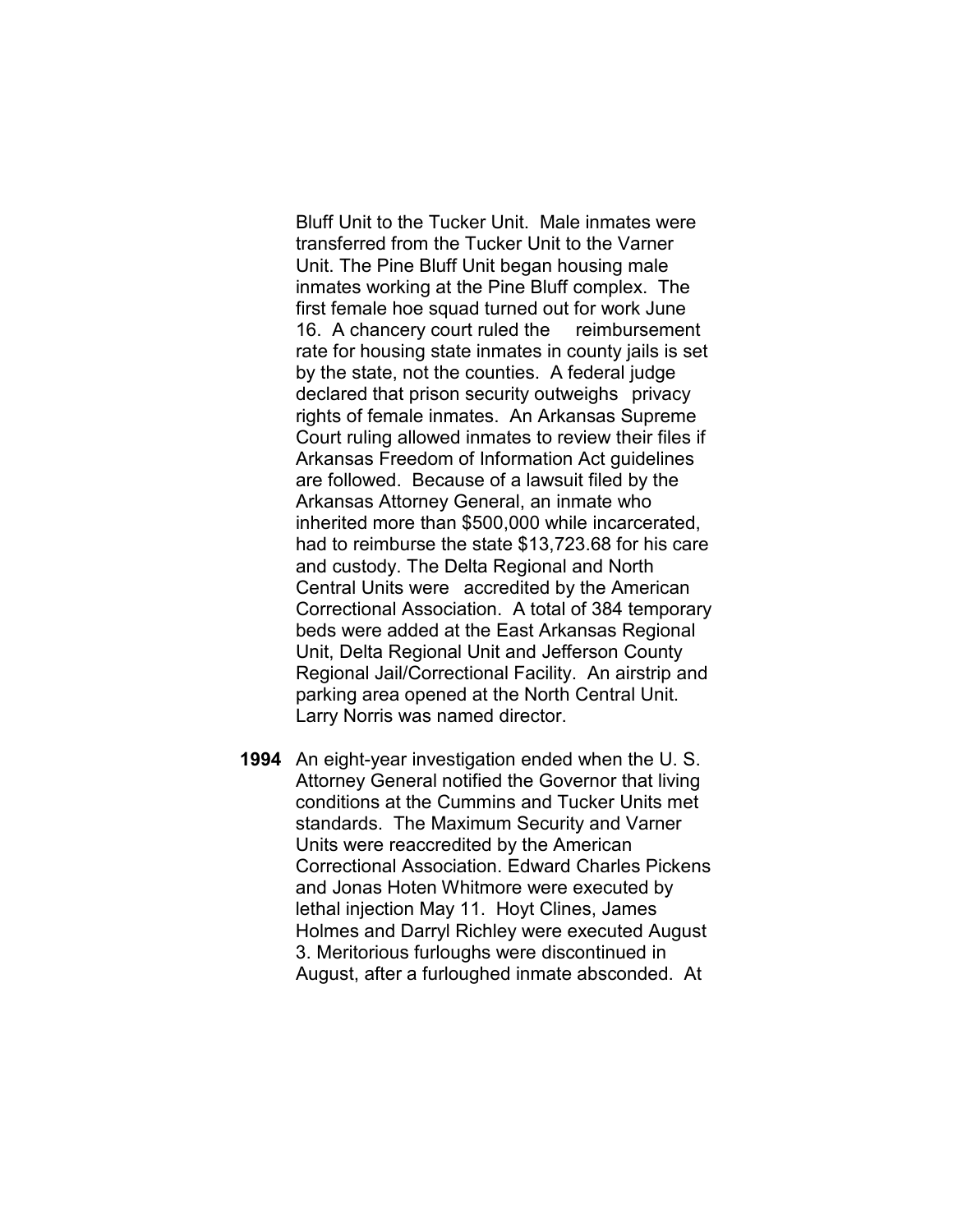Bluff Unit to the Tucker Unit. Male inmates were transferred from the Tucker Unit to the Varner Unit. The Pine Bluff Unit began housing male inmates working at the Pine Bluff complex. The first female hoe squad turned out for work June 16. A chancery court ruled the reimbursement rate for housing state inmates in county jails is set by the state, not the counties. A federal judge declared that prison security outweighs privacy rights of female inmates. An Arkansas Supreme Court ruling allowed inmates to review their files if Arkansas Freedom of Information Act guidelines are followed. Because of a lawsuit filed by the Arkansas Attorney General, an inmate who inherited more than $500,000 while incarcerated, had to reimburse the state $13,723.68 for his care and custody. The Delta Regional and North Central Units were accredited by the American Correctional Association. A total of 384 temporary beds were added at the East Arkansas Regional Unit, Delta Regional Unit and Jefferson County Regional Jail/Correctional Facility. An airstrip and parking area opened at the North Central Unit. Larry Norris was named director.

**1994** An eight-year investigation ended when the U. S. Attorney General notified the Governor that living conditions at the Cummins and Tucker Units met standards. The Maximum Security and Varner Units were reaccredited by the American Correctional Association. Edward Charles Pickens and Jonas Hoten Whitmore were executed by lethal injection May 11. Hoyt Clines, James Holmes and Darryl Richley were executed August 3. Meritorious furloughs were discontinued in August, after a furloughed inmate absconded. At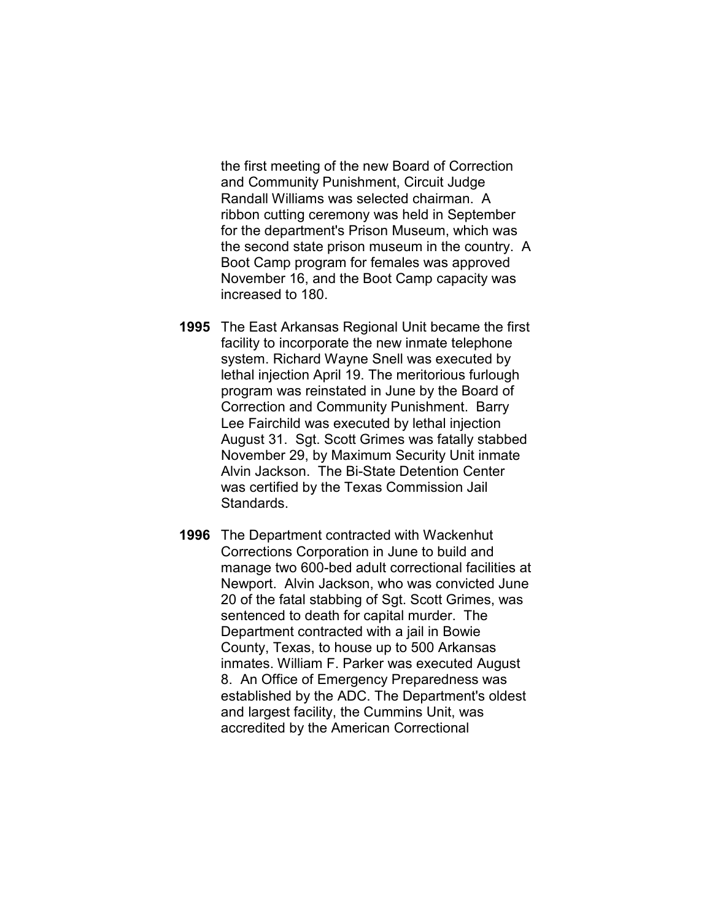the first meeting of the new Board of Correction and Community Punishment, Circuit Judge Randall Williams was selected chairman. A ribbon cutting ceremony was held in September for the department's Prison Museum, which was the second state prison museum in the country. A Boot Camp program for females was approved November 16, and the Boot Camp capacity was increased to 180.

**1995** The East Arkansas Regional Unit became the first facility to incorporate the new inmate telephone system. Richard Wayne Snell was executed by lethal injection April 19. The meritorious furlough program was reinstated in June by the Board of Correction and Community Punishment. Barry Lee Fairchild was executed by lethal injection August 31. Sgt. Scott Grimes was fatally stabbed November 29, by Maximum Security Unit inmate Alvin Jackson. The Bi-State Detention Center was certified by the Texas Commission Jail Standards.

**1996** The Department contracted with Wackenhut Corrections Corporation in June to build and manage two 600-bed adult correctional facilities at Newport. Alvin Jackson, who was convicted June 20 of the fatal stabbing of Sgt. Scott Grimes, was sentenced to death for capital murder. The Department contracted with a jail in Bowie County, Texas, to house up to 500 Arkansas inmates. William F. Parker was executed August 8. An Office of Emergency Preparedness was established by the ADC. The Department's oldest and largest facility, the Cummins Unit, was accredited by the American Correctional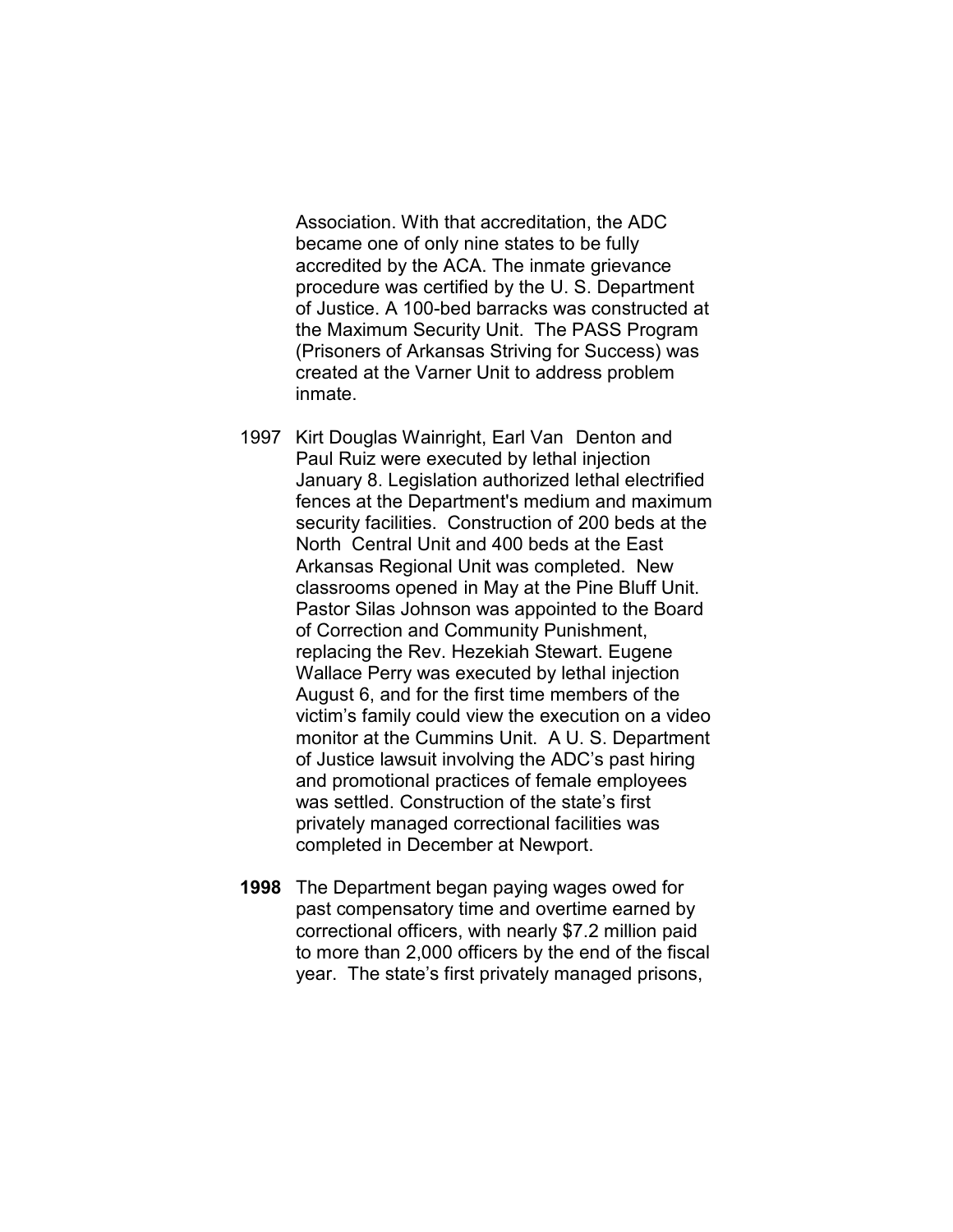Association. With that accreditation, the ADC became one of only nine states to be fully accredited by the ACA. The inmate grievance procedure was certified by the U. S. Department of Justice. A 100-bed barracks was constructed at the Maximum Security Unit. The PASS Program (Prisoners of Arkansas Striving for Success) was created at the Varner Unit to address problem inmate.

1997 Kirt Douglas Wainright, Earl Van Denton and Paul Ruiz were executed by lethal injection January 8. Legislation authorized lethal electrified fences at the Department's medium and maximum security facilities. Construction of 200 beds at the North Central Unit and 400 beds at the East Arkansas Regional Unit was completed. New classrooms opened in May at the Pine Bluff Unit. Pastor Silas Johnson was appointed to the Board of Correction and Community Punishment, replacing the Rev. Hezekiah Stewart. Eugene Wallace Perry was executed by lethal injection August 6, and for the first time members of the victim's family could view the execution on a video monitor at the Cummins Unit. A U. S. Department of Justice lawsuit involving the ADC's past hiring and promotional practices of female employees was settled. Construction of the state's first privately managed correctional facilities was completed in December at Newport.

**1998** The Department began paying wages owed for past compensatory time and overtime earned by correctional officers, with nearly $7.2 million paid to more than 2,000 officers by the end of the fiscal year. The state's first privately managed prisons,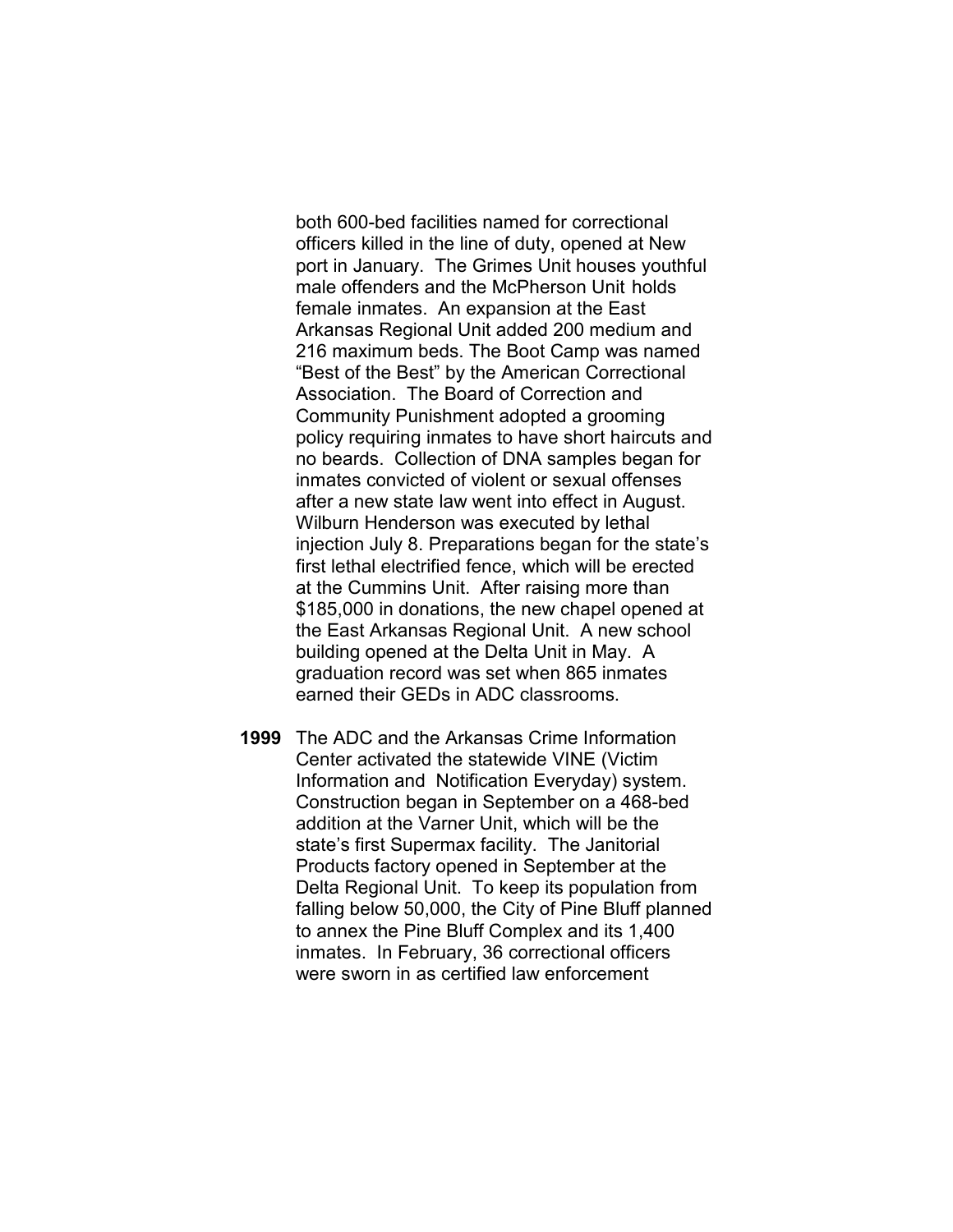both 600-bed facilities named for correctional officers killed in the line of duty, opened at New port in January. The Grimes Unit houses youthful male offenders and the McPherson Unit holds female inmates. An expansion at the East Arkansas Regional Unit added 200 medium and 216 maximum beds. The Boot Camp was named "Best of the Best" by the American Correctional Association. The Board of Correction and Community Punishment adopted a grooming policy requiring inmates to have short haircuts and no beards. Collection of DNA samples began for inmates convicted of violent or sexual offenses after a new state law went into effect in August. Wilburn Henderson was executed by lethal injection July 8. Preparations began for the state's first lethal electrified fence, which will be erected at the Cummins Unit. After raising more than $185,000 in donations, the new chapel opened at the East Arkansas Regional Unit. A new school building opened at the Delta Unit in May. A graduation record was set when 865 inmates earned their GEDs in ADC classrooms.

**1999** The ADC and the Arkansas Crime Information Center activated the statewide VINE (Victim Information and Notification Everyday) system. Construction began in September on a 468-bed addition at the Varner Unit, which will be the state's first Supermax facility. The Janitorial Products factory opened in September at the Delta Regional Unit. To keep its population from falling below 50,000, the City of Pine Bluff planned to annex the Pine Bluff Complex and its 1,400 inmates. In February, 36 correctional officers were sworn in as certified law enforcement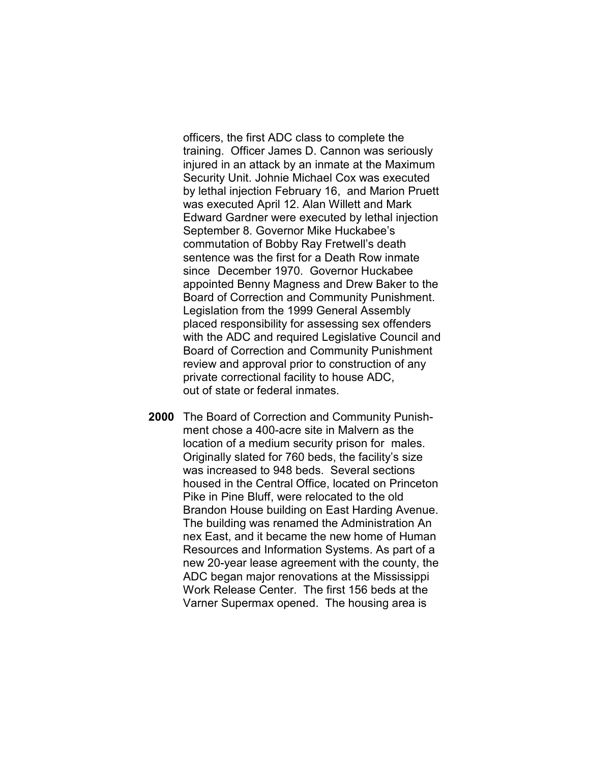officers, the first ADC class to complete the training. Officer James D. Cannon was seriously injured in an attack by an inmate at the Maximum Security Unit. Johnie Michael Cox was executed by lethal injection February 16, and Marion Pruett was executed April 12. Alan Willett and Mark Edward Gardner were executed by lethal injection September 8. Governor Mike Huckabee's commutation of Bobby Ray Fretwell's death sentence was the first for a Death Row inmate since December 1970. Governor Huckabee appointed Benny Magness and Drew Baker to the Board of Correction and Community Punishment. Legislation from the 1999 General Assembly placed responsibility for assessing sex offenders with the ADC and required Legislative Council and Board of Correction and Community Punishment review and approval prior to construction of any private correctional facility to house ADC, out of state or federal inmates.

**2000** The Board of Correction and Community Punishment chose a 400-acre site in Malvern as the location of a medium security prison for males. Originally slated for 760 beds, the facility's size was increased to 948 beds. Several sections housed in the Central Office, located on Princeton Pike in Pine Bluff, were relocated to the old Brandon House building on East Harding Avenue. The building was renamed the Administration Annex East, and it became the new home of Human Resources and Information Systems. As part of a new 20-year lease agreement with the county, the ADC began major renovations at the Mississippi Work Release Center. The first 156 beds at the Varner Supermax opened. The housing area is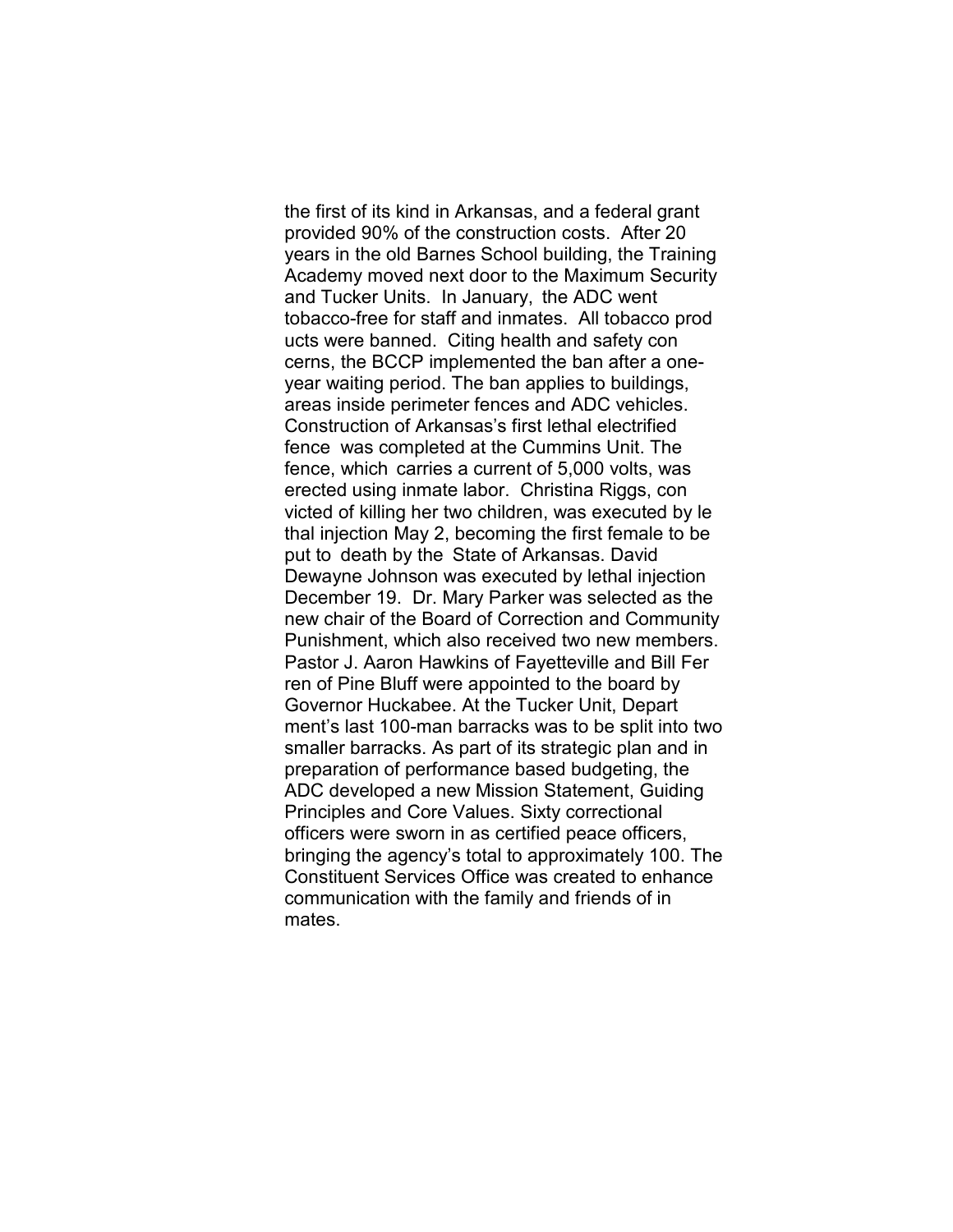the first of its kind in Arkansas, and a federal grant provided 90% of the construction costs. After 20 years in the old Barnes School building, the Training Academy moved next door to the Maximum Security and Tucker Units. In January, the ADC went tobacco-free for staff and inmates. All tobacco products were banned. Citing health and safety concerns, the BCCP implemented the ban after a one-year waiting period. The ban applies to buildings, areas inside perimeter fences and ADC vehicles. Construction of Arkansas's first lethal electrified fence was completed at the Cummins Unit. The fence, which carries a current of 5,000 volts, was erected using inmate labor. Christina Riggs, convicted of killing her two children, was executed by lethal injection May 2, becoming the first female to be put to death by the State of Arkansas. David Dewayne Johnson was executed by lethal injection December 19. Dr. Mary Parker was selected as the new chair of the Board of Correction and Community Punishment, which also received two new members. Pastor J. Aaron Hawkins of Fayetteville and Bill Ferren of Pine Bluff were appointed to the board by Governor Huckabee. At the Tucker Unit, Department's last 100-man barracks was to be split into two smaller barracks. As part of its strategic plan and in preparation of performance based budgeting, the ADC developed a new Mission Statement, Guiding Principles and Core Values. Sixty correctional officers were sworn in as certified peace officers, bringing the agency's total to approximately 100. The Constituent Services Office was created to enhance communication with the family and friends of inmates.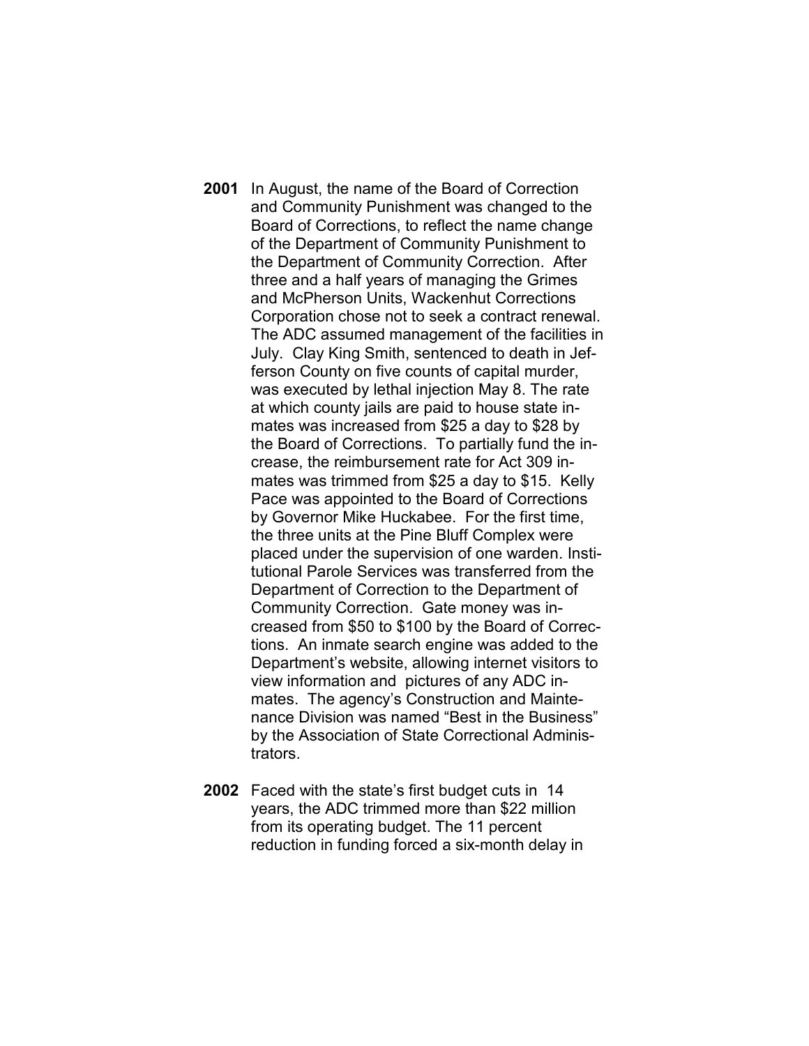**2001** In August, the name of the Board of Correction and Community Punishment was changed to the Board of Corrections, to reflect the name change of the Department of Community Punishment to the Department of Community Correction. After three and a half years of managing the Grimes and McPherson Units, Wackenhut Corrections Corporation chose not to seek a contract renewal. The ADC assumed management of the facilities in July. Clay King Smith, sentenced to death in Jefferson County on five counts of capital murder, was executed by lethal injection May 8. The rate at which county jails are paid to house state inmates was increased from $25 a day to $28 by the Board of Corrections. To partially fund the increase, the reimbursement rate for Act 309 inmates was trimmed from $25 a day to $15. Kelly Pace was appointed to the Board of Corrections by Governor Mike Huckabee. For the first time, the three units at the Pine Bluff Complex were placed under the supervision of one warden. Institutional Parole Services was transferred from the Department of Correction to the Department of Community Correction. Gate money was increased from $50 to $100 by the Board of Corrections. An inmate search engine was added to the Department's website, allowing internet visitors to view information and pictures of any ADC inmates. The agency's Construction and Maintenance Division was named "Best in the Business" by the Association of State Correctional Administrators.

**2002** Faced with the state's first budget cuts in 14 years, the ADC trimmed more than $22 million from its operating budget. The 11 percent reduction in funding forced a six-month delay in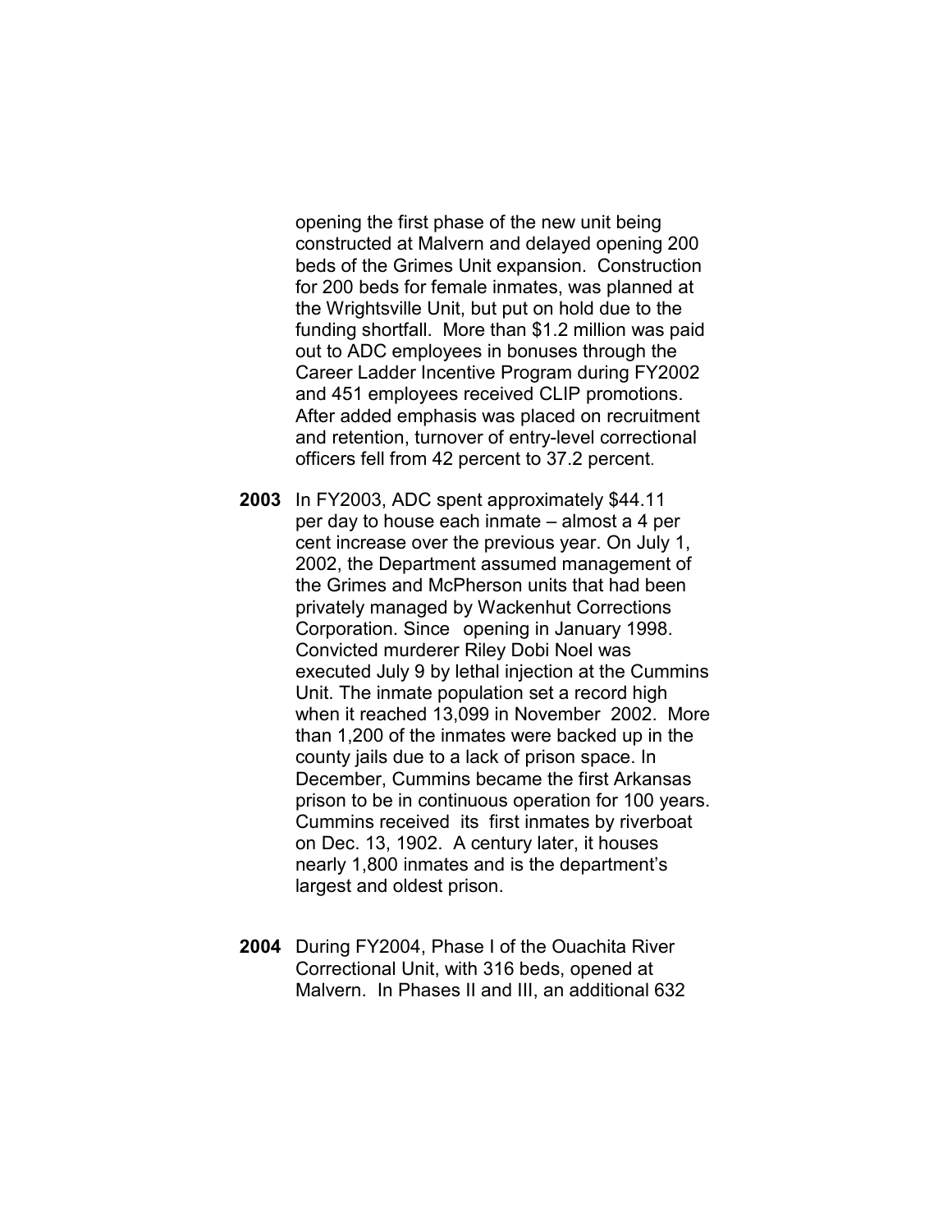opening the first phase of the new unit being constructed at Malvern and delayed opening 200 beds of the Grimes Unit expansion. Construction for 200 beds for female inmates, was planned at the Wrightsville Unit, but put on hold due to the funding shortfall. More than $1.2 million was paid out to ADC employees in bonuses through the Career Ladder Incentive Program during FY2002 and 451 employees received CLIP promotions. After added emphasis was placed on recruitment and retention, turnover of entry-level correctional officers fell from 42 percent to 37.2 percent.

**2003** In FY2003, ADC spent approximately $44.11 per day to house each inmate – almost a 4 per cent increase over the previous year. On July 1, 2002, the Department assumed management of the Grimes and McPherson units that had been privately managed by Wackenhut Corrections Corporation. Since opening in January 1998. Convicted murderer Riley Dobi Noel was executed July 9 by lethal injection at the Cummins Unit. The inmate population set a record high when it reached 13,099 in November 2002. More than 1,200 of the inmates were backed up in the county jails due to a lack of prison space. In December, Cummins became the first Arkansas prison to be in continuous operation for 100 years. Cummins received its first inmates by riverboat on Dec. 13, 1902. A century later, it houses nearly 1,800 inmates and is the department's largest and oldest prison.

**2004** During FY2004, Phase I of the Ouachita River Correctional Unit, with 316 beds, opened at Malvern. In Phases II and III, an additional 632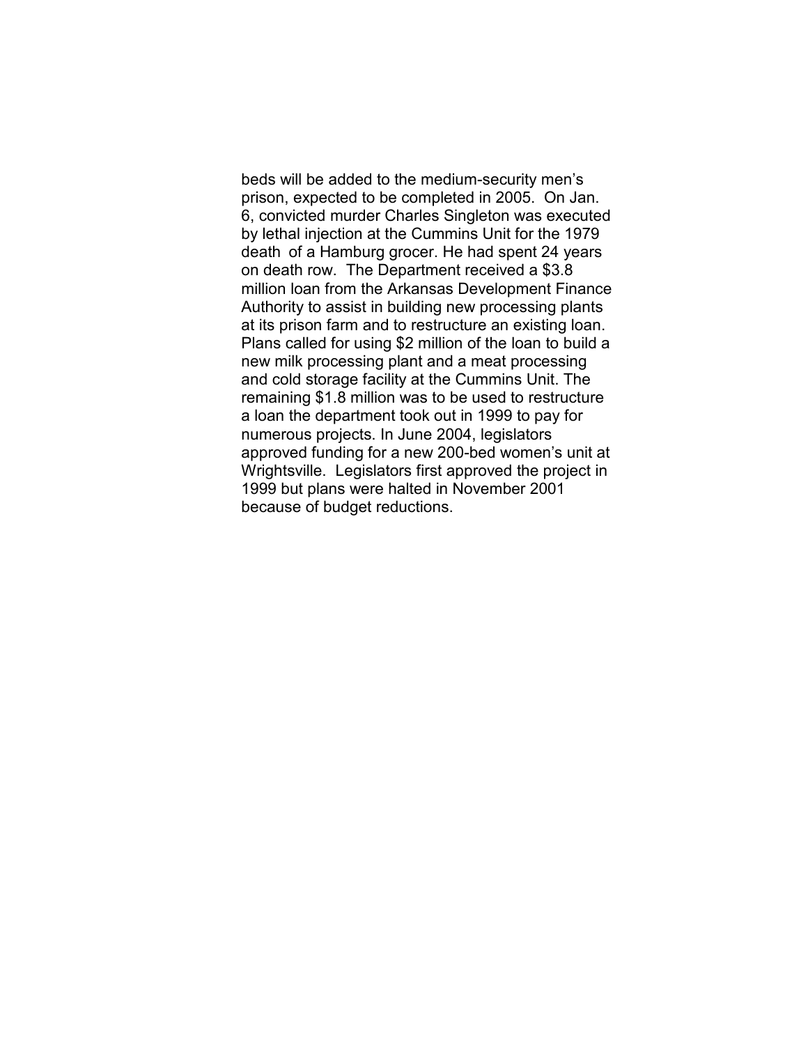beds will be added to the medium-security men's prison, expected to be completed in 2005. On Jan. 6, convicted murder Charles Singleton was executed by lethal injection at the Cummins Unit for the 1979 death of a Hamburg grocer. He had spent 24 years on death row. The Department received a $3.8 million loan from the Arkansas Development Finance Authority to assist in building new processing plants at its prison farm and to restructure an existing loan. Plans called for using $2 million of the loan to build a new milk processing plant and a meat processing and cold storage facility at the Cummins Unit. The remaining $1.8 million was to be used to restructure a loan the department took out in 1999 to pay for numerous projects. In June 2004, legislators approved funding for a new 200-bed women's unit at Wrightsville. Legislators first approved the project in 1999 but plans were halted in November 2001 because of budget reductions.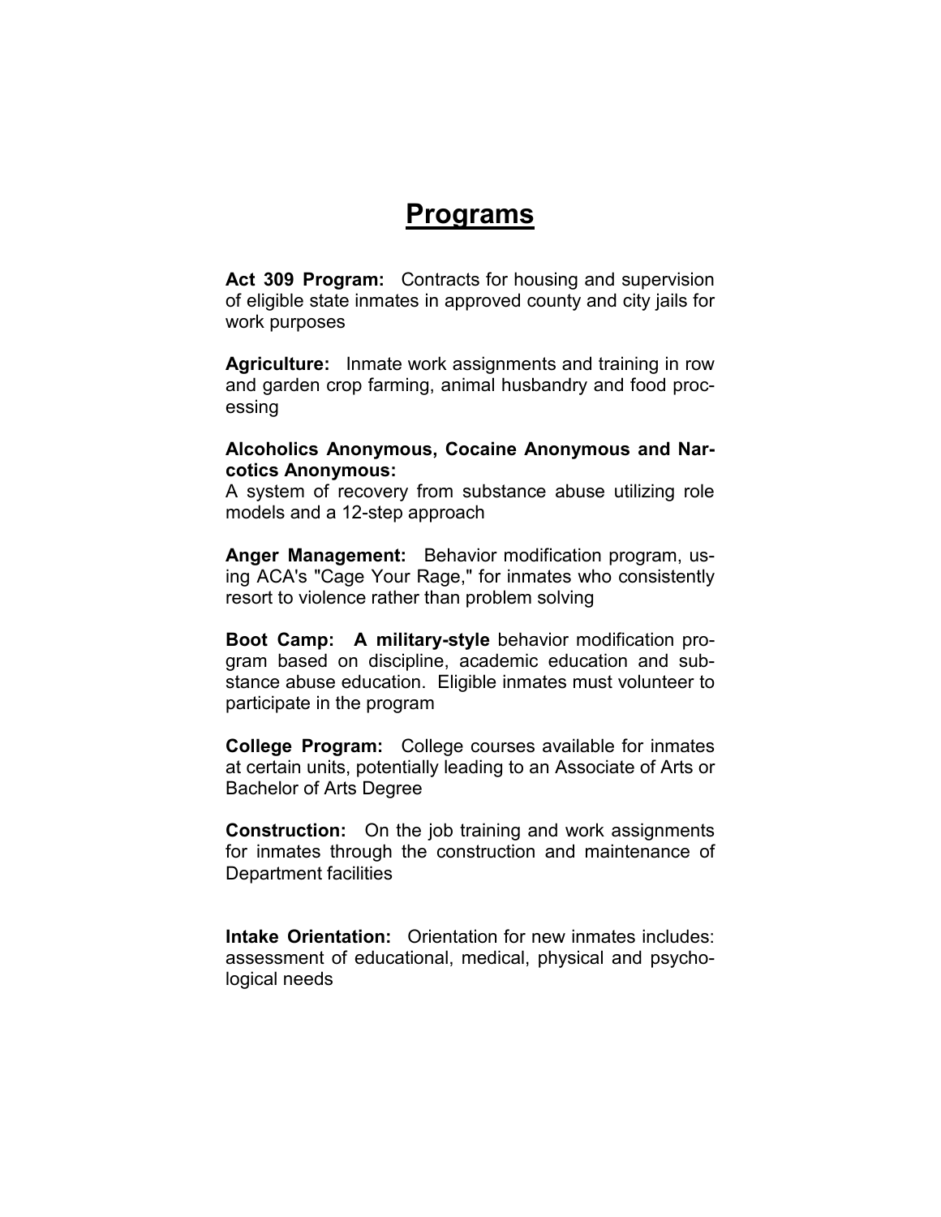# Programs

**Act 309 Program:** Contracts for housing and supervision of eligible state inmates in approved county and city jails for work purposes

**Agriculture:** Inmate work assignments and training in row and garden crop farming, animal husbandry and food processing

**Alcoholics Anonymous, Cocaine Anonymous and Narcotics Anonymous:**
A system of recovery from substance abuse utilizing role models and a 12-step approach

**Anger Management:** Behavior modification program, using ACA's "Cage Your Rage," for inmates who consistently resort to violence rather than problem solving

**Boot Camp: A military-style** behavior modification program based on discipline, academic education and substance abuse education. Eligible inmates must volunteer to participate in the program

**College Program:** College courses available for inmates at certain units, potentially leading to an Associate of Arts or Bachelor of Arts Degree

**Construction:** On the job training and work assignments for inmates through the construction and maintenance of Department facilities

**Intake Orientation:** Orientation for new inmates includes: assessment of educational, medical, physical and psychological needs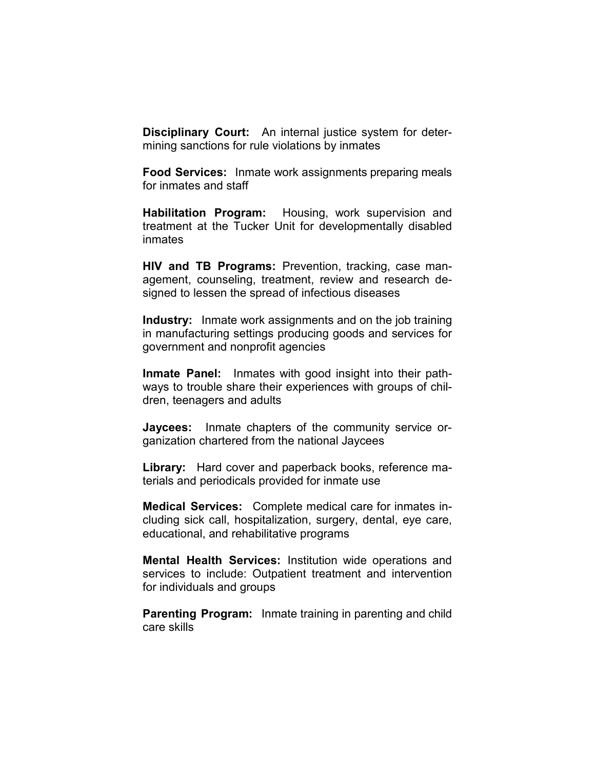**Disciplinary Court:** An internal justice system for determining sanctions for rule violations by inmates

**Food Services:** Inmate work assignments preparing meals for inmates and staff

**Habilitation Program:** Housing, work supervision and treatment at the Tucker Unit for developmentally disabled inmates

**HIV and TB Programs:** Prevention, tracking, case management, counseling, treatment, review and research designed to lessen the spread of infectious diseases

**Industry:** Inmate work assignments and on the job training in manufacturing settings producing goods and services for government and nonprofit agencies

**Inmate Panel:** Inmates with good insight into their pathways to trouble share their experiences with groups of children, teenagers and adults

**Jaycees:** Inmate chapters of the community service organization chartered from the national Jaycees

**Library:** Hard cover and paperback books, reference materials and periodicals provided for inmate use

**Medical Services:** Complete medical care for inmates including sick call, hospitalization, surgery, dental, eye care, educational, and rehabilitative programs

**Mental Health Services:** Institution wide operations and services to include: Outpatient treatment and intervention for individuals and groups

**Parenting Program:** Inmate training in parenting and child care skills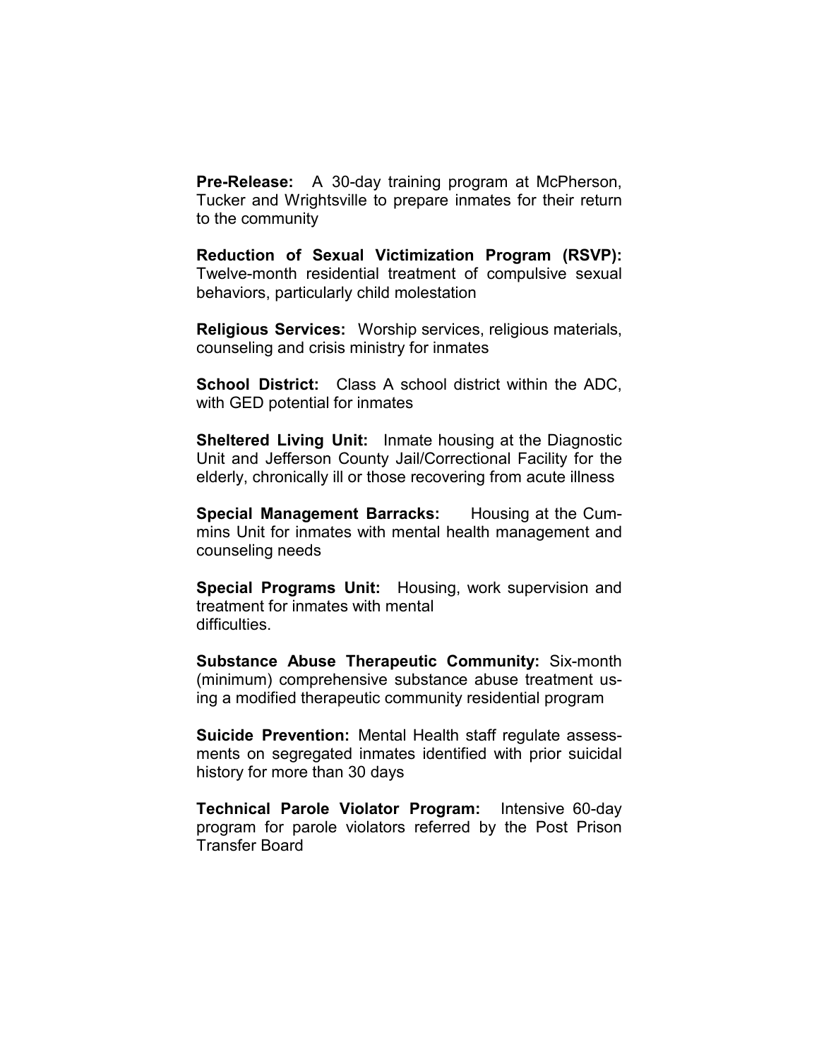**Pre-Release:** A 30-day training program at McPherson, Tucker and Wrightsville to prepare inmates for their return to the community

**Reduction of Sexual Victimization Program (RSVP):** Twelve-month residential treatment of compulsive sexual behaviors, particularly child molestation

**Religious Services:** Worship services, religious materials, counseling and crisis ministry for inmates

**School District:** Class A school district within the ADC, with GED potential for inmates

**Sheltered Living Unit:** Inmate housing at the Diagnostic Unit and Jefferson County Jail/Correctional Facility for the elderly, chronically ill or those recovering from acute illness

**Special Management Barracks:** Housing at the Cummins Unit for inmates with mental health management and counseling needs

**Special Programs Unit:** Housing, work supervision and treatment for inmates with mental difficulties.

**Substance Abuse Therapeutic Community:** Six-month (minimum) comprehensive substance abuse treatment using a modified therapeutic community residential program

**Suicide Prevention:** Mental Health staff regulate assessments on segregated inmates identified with prior suicidal history for more than 30 days

**Technical Parole Violator Program:** Intensive 60-day program for parole violators referred by the Post Prison Transfer Board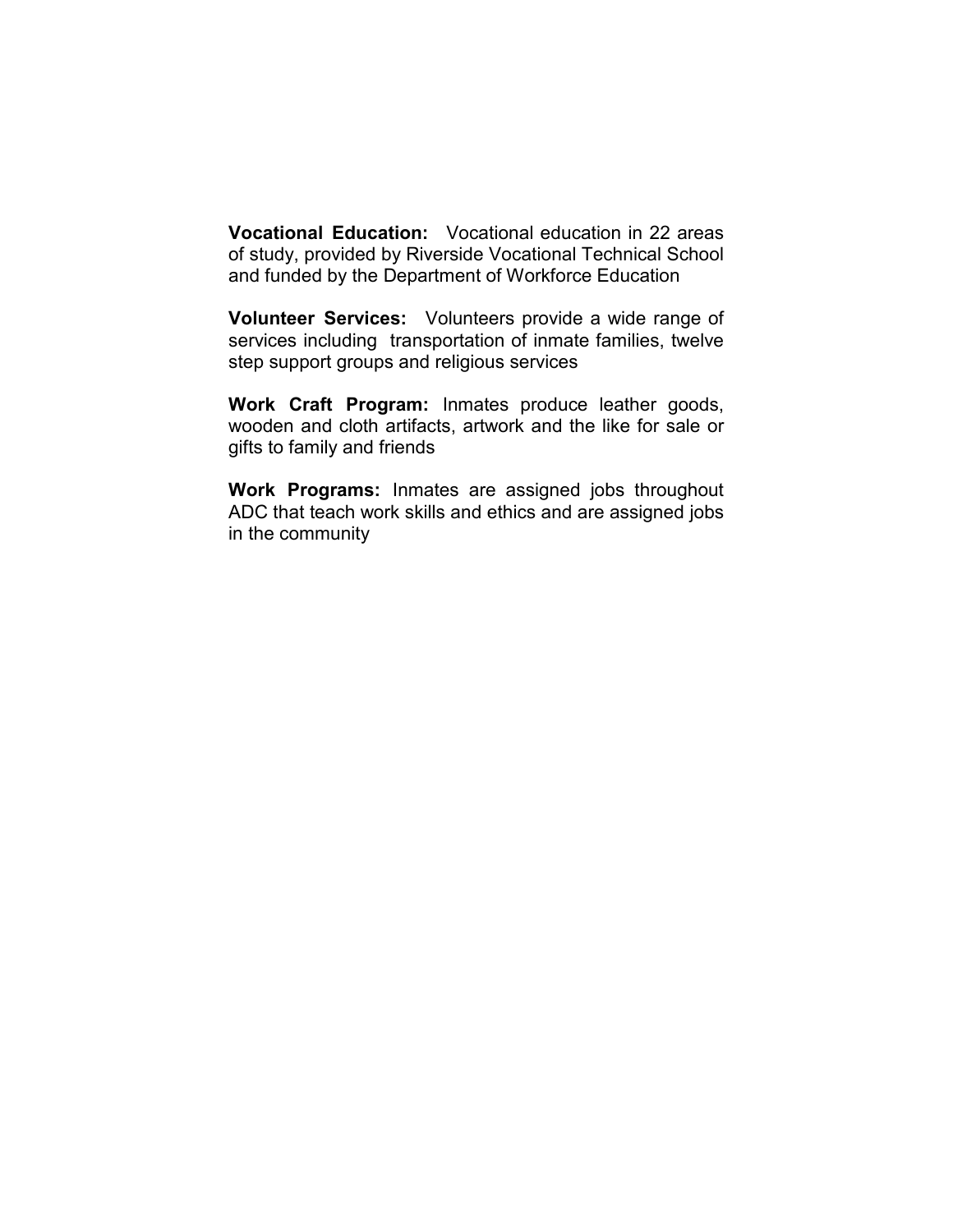**Vocational Education:** Vocational education in 22 areas of study, provided by Riverside Vocational Technical School and funded by the Department of Workforce Education

**Volunteer Services:** Volunteers provide a wide range of services including transportation of inmate families, twelve step support groups and religious services

**Work Craft Program:** Inmates produce leather goods, wooden and cloth artifacts, artwork and the like for sale or gifts to family and friends

**Work Programs:** Inmates are assigned jobs throughout ADC that teach work skills and ethics and are assigned jobs in the community